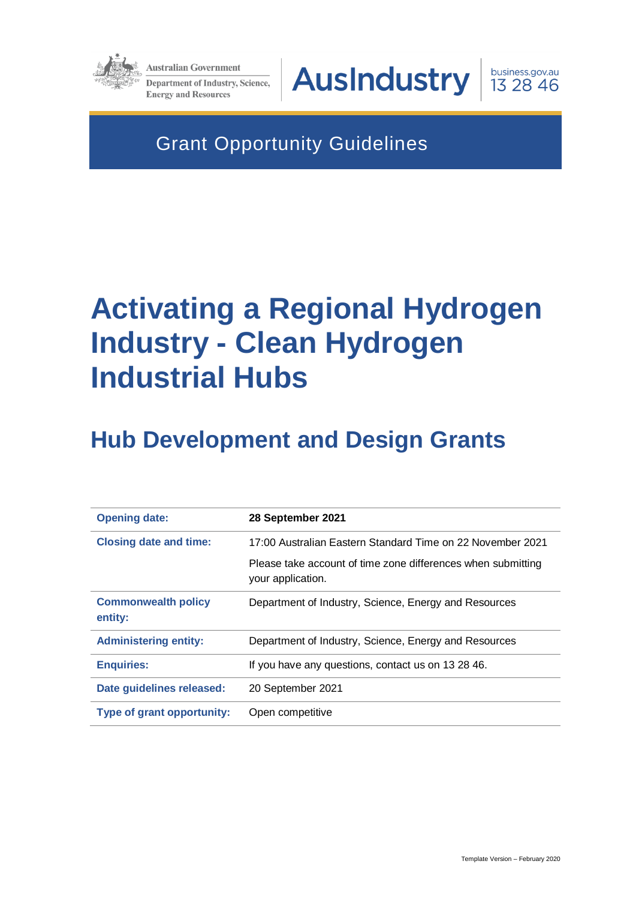Australian Government

Department of Industry, Science, Energy and Resources

AusIndustry

business.gov.au 13 28 46

Grant Opportunity Guidelines

# Activating a Regional Hydrogen Industry - Clean Hydrogen Industrial Hubs

## Hub Development and Design Grants

| | |
|---|---|
| **Opening date:** | **28 September 2021** |
| **Closing date and time:** | 17:00 Australian Eastern Standard Time on 22 November 2021<br><br>Please take account of time zone differences when submitting your application. |
| **Commonwealth policy entity:** | Department of Industry, Science, Energy and Resources |
| **Administering entity:** | Department of Industry, Science, Energy and Resources |
| **Enquiries:** | If you have any questions, contact us on 13 28 46. |
| **Date guidelines released:** | 20 September 2021 |
| **Type of grant opportunity:** | Open competitive |

Template Version – February 2020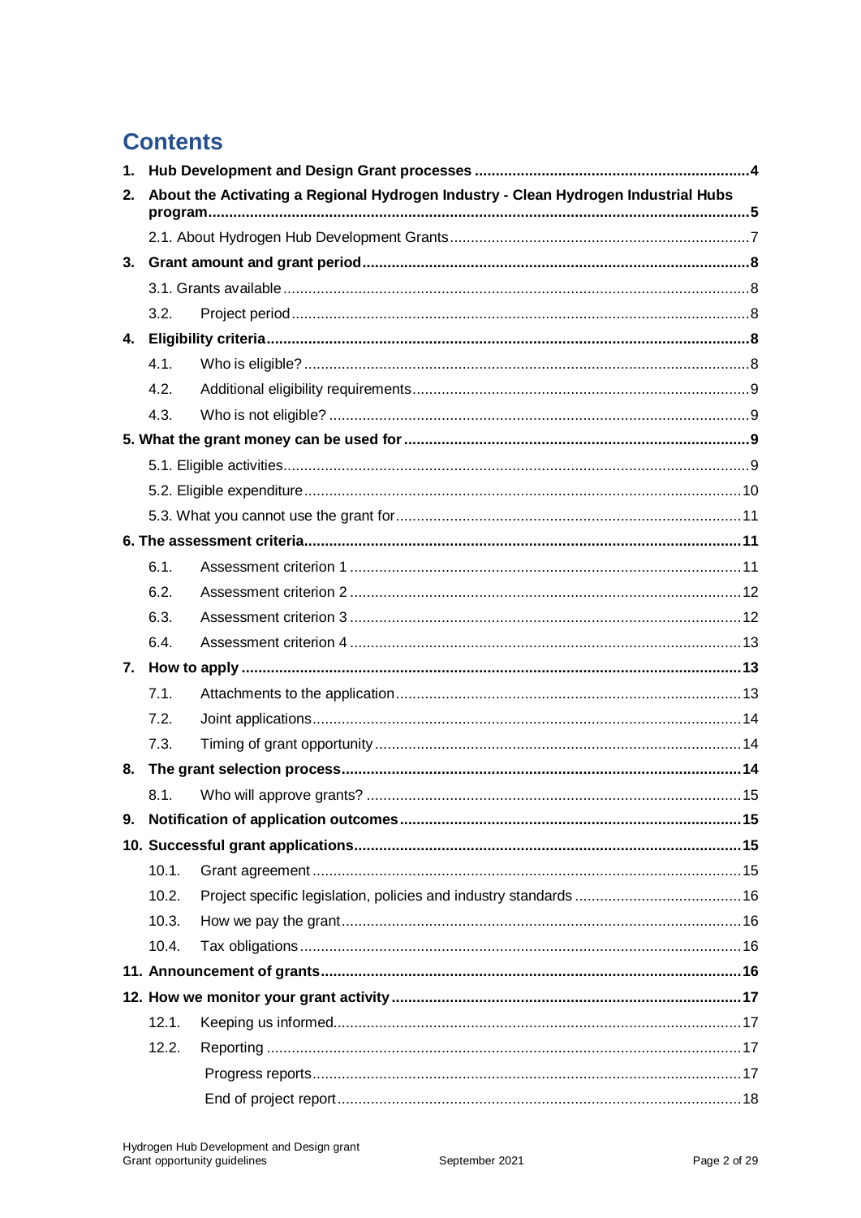# Contents

1. **Hub Development and Design Grant processes** ... 4
2. **About the Activating a Regional Hydrogen Industry - Clean Hydrogen Industrial Hubs program** ... 5
   - 2.1. About Hydrogen Hub Development Grants ... 7
3. **Grant amount and grant period** ... 8
   - 3.1. Grants available ... 8
   - 3.2. Project period ... 8
4. **Eligibility criteria** ... 8
   - 4.1. Who is eligible? ... 8
   - 4.2. Additional eligibility requirements ... 9
   - 4.3. Who is not eligible? ... 9
5. **What the grant money can be used for** ... 9
   - 5.1. Eligible activities ... 9
   - 5.2. Eligible expenditure ... 10
   - 5.3. What you cannot use the grant for ... 11
6. **The assessment criteria** ... 11
   - 6.1. Assessment criterion 1 ... 11
   - 6.2. Assessment criterion 2 ... 12
   - 6.3. Assessment criterion 3 ... 12
   - 6.4. Assessment criterion 4 ... 13
7. **How to apply** ... 13
   - 7.1. Attachments to the application ... 13
   - 7.2. Joint applications ... 14
   - 7.3. Timing of grant opportunity ... 14
8. **The grant selection process** ... 14
   - 8.1. Who will approve grants? ... 15
9. **Notification of application outcomes** ... 15
10. **Successful grant applications** ... 15
    - 10.1. Grant agreement ... 15
    - 10.2. Project specific legislation, policies and industry standards ... 16
    - 10.3. How we pay the grant ... 16
    - 10.4. Tax obligations ... 16
11. **Announcement of grants** ... 16
12. **How we monitor your grant activity** ... 17
    - 12.1. Keeping us informed ... 17
    - 12.2. Reporting ... 17
      - Progress reports ... 17
      - End of project report ... 18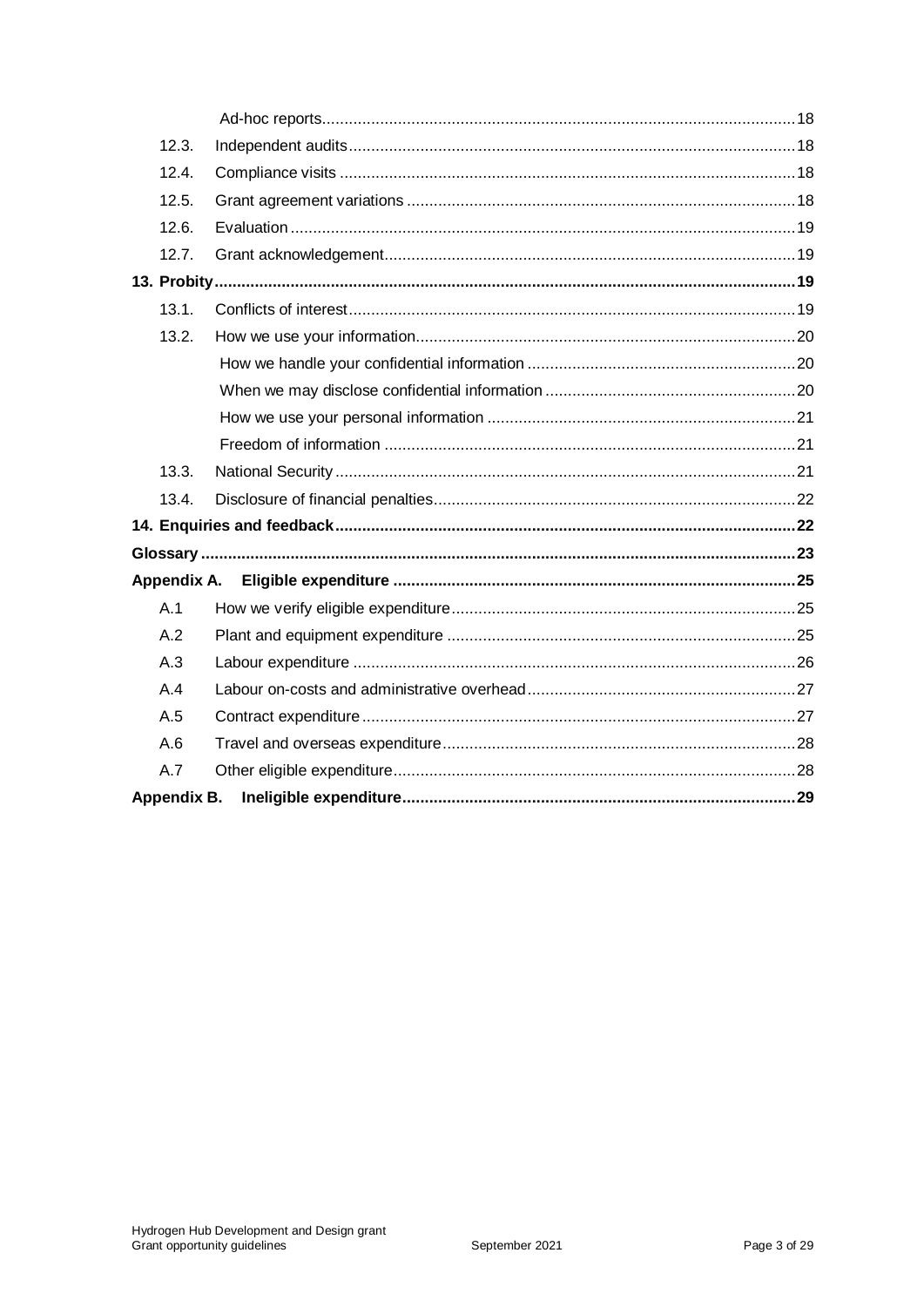- Ad-hoc reports ... 18
- 12.3. Independent audits ... 18
- 12.4. Compliance visits ... 18
- 12.5. Grant agreement variations ... 18
- 12.6. Evaluation ... 19
- 12.7. Grant acknowledgement ... 19

**13. Probity ... 19**

- 13.1. Conflicts of interest ... 19
- 13.2. How we use your information ... 20
  - How we handle your confidential information ... 20
  - When we may disclose confidential information ... 20
  - How we use your personal information ... 21
  - Freedom of information ... 21
- 13.3. National Security ... 21
- 13.4. Disclosure of financial penalties ... 22

**14. Enquiries and feedback ... 22**

**Glossary ... 23**

**Appendix A. Eligible expenditure ... 25**

- A.1 How we verify eligible expenditure ... 25
- A.2 Plant and equipment expenditure ... 25
- A.3 Labour expenditure ... 26
- A.4 Labour on-costs and administrative overhead ... 27
- A.5 Contract expenditure ... 27
- A.6 Travel and overseas expenditure ... 28
- A.7 Other eligible expenditure ... 28

**Appendix B. Ineligible expenditure ... 29**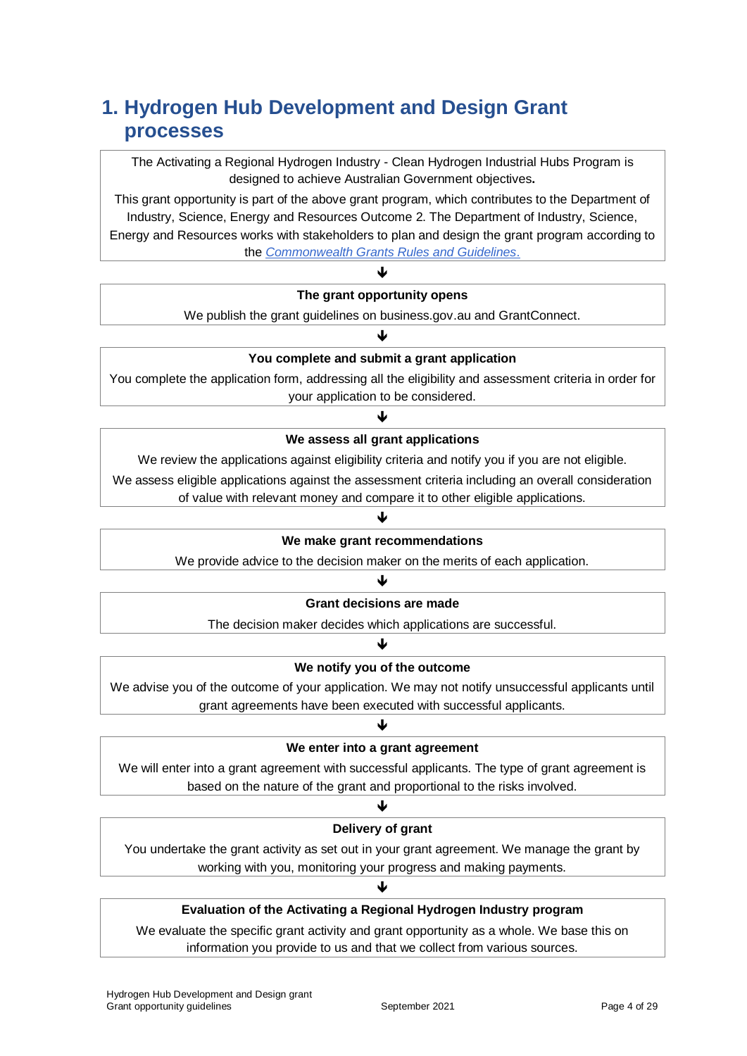# 1. Hydrogen Hub Development and Design Grant processes

The Activating a Regional Hydrogen Industry - Clean Hydrogen Industrial Hubs Program is designed to achieve Australian Government objectives.

This grant opportunity is part of the above grant program, which contributes to the Department of Industry, Science, Energy and Resources Outcome 2. The Department of Industry, Science, Energy and Resources works with stakeholders to plan and design the grant program according to the [Commonwealth Grants Rules and Guidelines](https://www.finance.gov.au/government/commonwealth-grants/commonwealth-grants-rules-guidelines).

↓

**The grant opportunity opens**

We publish the grant guidelines on business.gov.au and GrantConnect.

↓

**You complete and submit a grant application**

You complete the application form, addressing all the eligibility and assessment criteria in order for your application to be considered.

↓

**We assess all grant applications**

We review the applications against eligibility criteria and notify you if you are not eligible.

We assess eligible applications against the assessment criteria including an overall consideration of value with relevant money and compare it to other eligible applications.

↓

**We make grant recommendations**

We provide advice to the decision maker on the merits of each application.

↓

**Grant decisions are made**

The decision maker decides which applications are successful.

↓

**We notify you of the outcome**

We advise you of the outcome of your application. We may not notify unsuccessful applicants until grant agreements have been executed with successful applicants.

↓

**We enter into a grant agreement**

We will enter into a grant agreement with successful applicants. The type of grant agreement is based on the nature of the grant and proportional to the risks involved.

↓

**Delivery of grant**

You undertake the grant activity as set out in your grant agreement. We manage the grant by working with you, monitoring your progress and making payments.

↓

**Evaluation of the Activating a Regional Hydrogen Industry program**

We evaluate the specific grant activity and grant opportunity as a whole. We base this on information you provide to us and that we collect from various sources.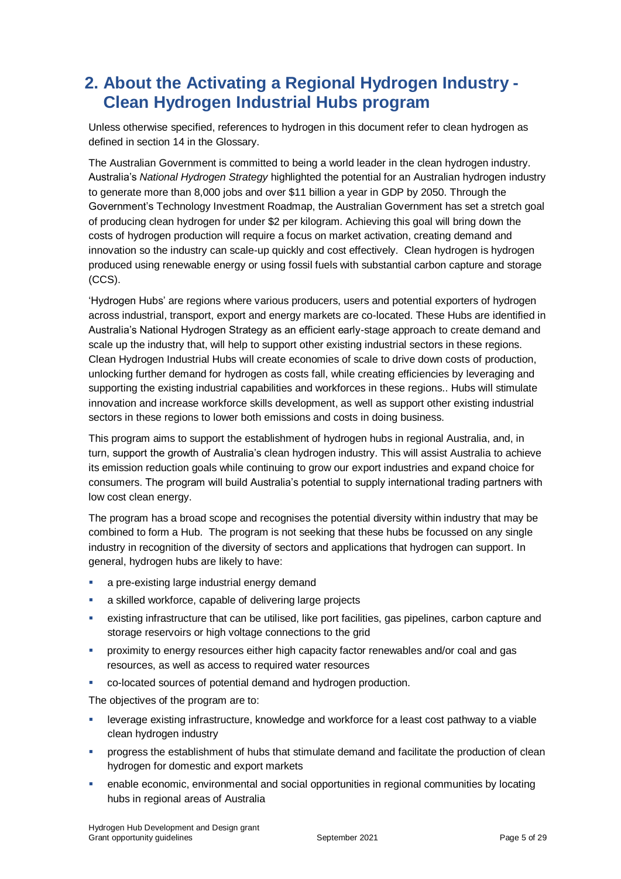## 2. About the Activating a Regional Hydrogen Industry - Clean Hydrogen Industrial Hubs program

Unless otherwise specified, references to hydrogen in this document refer to clean hydrogen as defined in section 14 in the Glossary.

The Australian Government is committed to being a world leader in the clean hydrogen industry. Australia's *National Hydrogen Strategy* highlighted the potential for an Australian hydrogen industry to generate more than 8,000 jobs and over $11 billion a year in GDP by 2050. Through the Government's Technology Investment Roadmap, the Australian Government has set a stretch goal of producing clean hydrogen for under $2 per kilogram. Achieving this goal will bring down the costs of hydrogen production will require a focus on market activation, creating demand and innovation so the industry can scale-up quickly and cost effectively. Clean hydrogen is hydrogen produced using renewable energy or using fossil fuels with substantial carbon capture and storage (CCS).

'Hydrogen Hubs' are regions where various producers, users and potential exporters of hydrogen across industrial, transport, export and energy markets are co-located. These Hubs are identified in Australia's National Hydrogen Strategy as an efficient early-stage approach to create demand and scale up the industry that, will help to support other existing industrial sectors in these regions. Clean Hydrogen Industrial Hubs will create economies of scale to drive down costs of production, unlocking further demand for hydrogen as costs fall, while creating efficiencies by leveraging and supporting the existing industrial capabilities and workforces in these regions.. Hubs will stimulate innovation and increase workforce skills development, as well as support other existing industrial sectors in these regions to lower both emissions and costs in doing business.

This program aims to support the establishment of hydrogen hubs in regional Australia, and, in turn, support the growth of Australia's clean hydrogen industry. This will assist Australia to achieve its emission reduction goals while continuing to grow our export industries and expand choice for consumers. The program will build Australia's potential to supply international trading partners with low cost clean energy.

The program has a broad scope and recognises the potential diversity within industry that may be combined to form a Hub. The program is not seeking that these hubs be focussed on any single industry in recognition of the diversity of sectors and applications that hydrogen can support. In general, hydrogen hubs are likely to have:

- a pre-existing large industrial energy demand
- a skilled workforce, capable of delivering large projects
- existing infrastructure that can be utilised, like port facilities, gas pipelines, carbon capture and storage reservoirs or high voltage connections to the grid
- proximity to energy resources either high capacity factor renewables and/or coal and gas resources, as well as access to required water resources
- co-located sources of potential demand and hydrogen production.

The objectives of the program are to:

- leverage existing infrastructure, knowledge and workforce for a least cost pathway to a viable clean hydrogen industry
- progress the establishment of hubs that stimulate demand and facilitate the production of clean hydrogen for domestic and export markets
- enable economic, environmental and social opportunities in regional communities by locating hubs in regional areas of Australia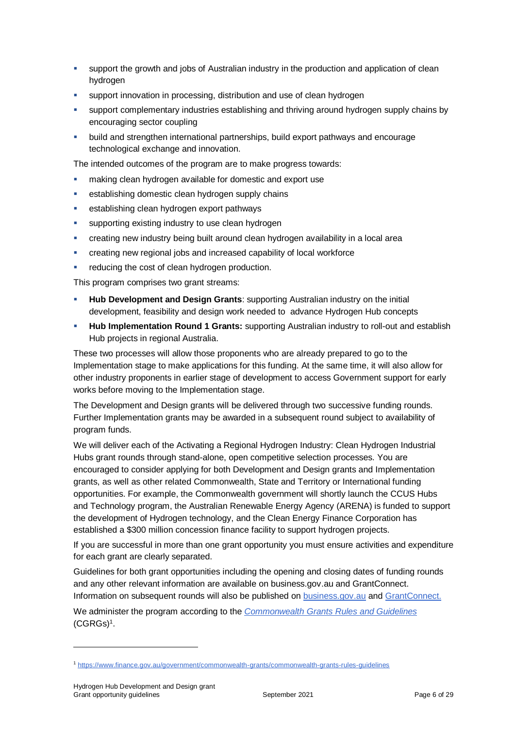- support the growth and jobs of Australian industry in the production and application of clean hydrogen
- support innovation in processing, distribution and use of clean hydrogen
- support complementary industries establishing and thriving around hydrogen supply chains by encouraging sector coupling
- build and strengthen international partnerships, build export pathways and encourage technological exchange and innovation.

The intended outcomes of the program are to make progress towards:

- making clean hydrogen available for domestic and export use
- establishing domestic clean hydrogen supply chains
- establishing clean hydrogen export pathways
- supporting existing industry to use clean hydrogen
- creating new industry being built around clean hydrogen availability in a local area
- creating new regional jobs and increased capability of local workforce
- reducing the cost of clean hydrogen production.

This program comprises two grant streams:

- **Hub Development and Design Grants**: supporting Australian industry on the initial development, feasibility and design work needed to advance Hydrogen Hub concepts
- **Hub Implementation Round 1 Grants:** supporting Australian industry to roll-out and establish Hub projects in regional Australia.

These two processes will allow those proponents who are already prepared to go to the Implementation stage to make applications for this funding. At the same time, it will also allow for other industry proponents in earlier stage of development to access Government support for early works before moving to the Implementation stage.

The Development and Design grants will be delivered through two successive funding rounds. Further Implementation grants may be awarded in a subsequent round subject to availability of program funds.

We will deliver each of the Activating a Regional Hydrogen Industry: Clean Hydrogen Industrial Hubs grant rounds through stand-alone, open competitive selection processes. You are encouraged to consider applying for both Development and Design grants and Implementation grants, as well as other related Commonwealth, State and Territory or International funding opportunities. For example, the Commonwealth government will shortly launch the CCUS Hubs and Technology program, the Australian Renewable Energy Agency (ARENA) is funded to support the development of Hydrogen technology, and the Clean Energy Finance Corporation has established a $300 million concession finance facility to support hydrogen projects.

If you are successful in more than one grant opportunity you must ensure activities and expenditure for each grant are clearly separated.

Guidelines for both grant opportunities including the opening and closing dates of funding rounds and any other relevant information are available on business.gov.au and GrantConnect. Information on subsequent rounds will also be published on [business.gov.au](https://business.gov.au) and [GrantConnect.](https://www.grants.gov.au)

We administer the program according to the *[Commonwealth Grants Rules and Guidelines](https://www.finance.gov.au/government/commonwealth-grants/commonwealth-grants-rules-guidelines)* (CGRGs)[1].

---

[1] https://www.finance.gov.au/government/commonwealth-grants/commonwealth-grants-rules-guidelines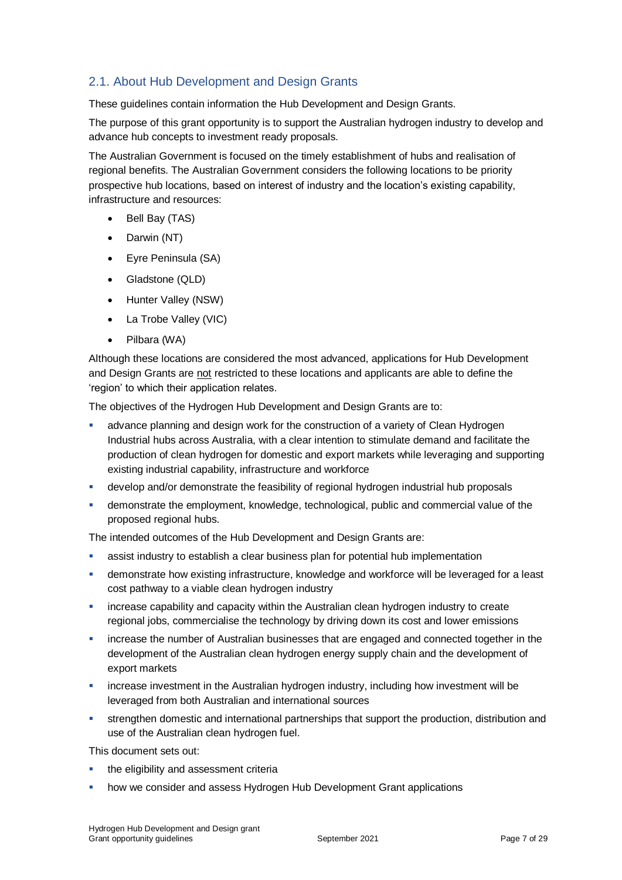## 2.1. About Hub Development and Design Grants

These guidelines contain information the Hub Development and Design Grants.

The purpose of this grant opportunity is to support the Australian hydrogen industry to develop and advance hub concepts to investment ready proposals.

The Australian Government is focused on the timely establishment of hubs and realisation of regional benefits. The Australian Government considers the following locations to be priority prospective hub locations, based on interest of industry and the location's existing capability, infrastructure and resources:

- Bell Bay (TAS)
- Darwin (NT)
- Eyre Peninsula (SA)
- Gladstone (QLD)
- Hunter Valley (NSW)
- La Trobe Valley (VIC)
- Pilbara (WA)

Although these locations are considered the most advanced, applications for Hub Development and Design Grants are <u>not</u> restricted to these locations and applicants are able to define the 'region' to which their application relates.

The objectives of the Hydrogen Hub Development and Design Grants are to:

- advance planning and design work for the construction of a variety of Clean Hydrogen Industrial hubs across Australia, with a clear intention to stimulate demand and facilitate the production of clean hydrogen for domestic and export markets while leveraging and supporting existing industrial capability, infrastructure and workforce
- develop and/or demonstrate the feasibility of regional hydrogen industrial hub proposals
- demonstrate the employment, knowledge, technological, public and commercial value of the proposed regional hubs.

The intended outcomes of the Hub Development and Design Grants are:

- assist industry to establish a clear business plan for potential hub implementation
- demonstrate how existing infrastructure, knowledge and workforce will be leveraged for a least cost pathway to a viable clean hydrogen industry
- increase capability and capacity within the Australian clean hydrogen industry to create regional jobs, commercialise the technology by driving down its cost and lower emissions
- increase the number of Australian businesses that are engaged and connected together in the development of the Australian clean hydrogen energy supply chain and the development of export markets
- increase investment in the Australian hydrogen industry, including how investment will be leveraged from both Australian and international sources
- strengthen domestic and international partnerships that support the production, distribution and use of the Australian clean hydrogen fuel.

This document sets out:

- the eligibility and assessment criteria
- how we consider and assess Hydrogen Hub Development Grant applications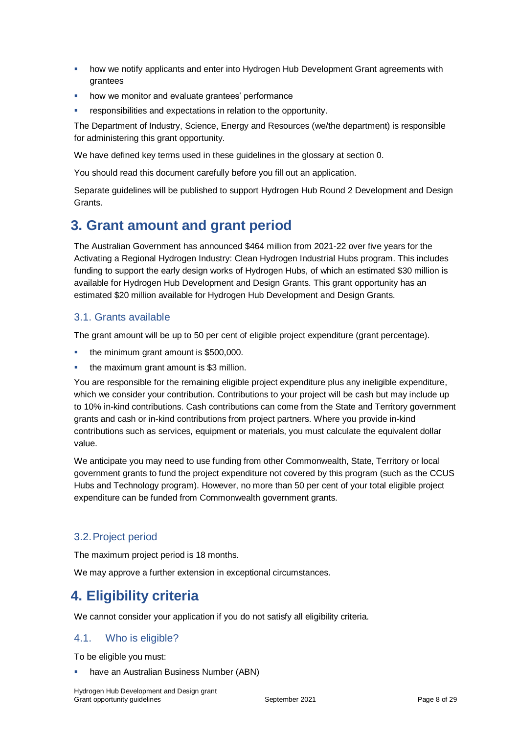- how we notify applicants and enter into Hydrogen Hub Development Grant agreements with grantees
- how we monitor and evaluate grantees' performance
- responsibilities and expectations in relation to the opportunity.

The Department of Industry, Science, Energy and Resources (we/the department) is responsible for administering this grant opportunity.

We have defined key terms used in these guidelines in the glossary at section 0.

You should read this document carefully before you fill out an application.

Separate guidelines will be published to support Hydrogen Hub Round 2 Development and Design Grants.

# 3. Grant amount and grant period

The Australian Government has announced $464 million from 2021-22 over five years for the Activating a Regional Hydrogen Industry: Clean Hydrogen Industrial Hubs program. This includes funding to support the early design works of Hydrogen Hubs, of which an estimated $30 million is available for Hydrogen Hub Development and Design Grants. This grant opportunity has an estimated $20 million available for Hydrogen Hub Development and Design Grants.

## 3.1. Grants available

The grant amount will be up to 50 per cent of eligible project expenditure (grant percentage).

- the minimum grant amount is $500,000.
- the maximum grant amount is $3 million.

You are responsible for the remaining eligible project expenditure plus any ineligible expenditure, which we consider your contribution. Contributions to your project will be cash but may include up to 10% in-kind contributions. Cash contributions can come from the State and Territory government grants and cash or in-kind contributions from project partners. Where you provide in-kind contributions such as services, equipment or materials, you must calculate the equivalent dollar value.

We anticipate you may need to use funding from other Commonwealth, State, Territory or local government grants to fund the project expenditure not covered by this program (such as the CCUS Hubs and Technology program). However, no more than 50 per cent of your total eligible project expenditure can be funded from Commonwealth government grants.

## 3.2. Project period

The maximum project period is 18 months.

We may approve a further extension in exceptional circumstances.

# 4. Eligibility criteria

We cannot consider your application if you do not satisfy all eligibility criteria.

## 4.1. Who is eligible?

To be eligible you must:

- have an Australian Business Number (ABN)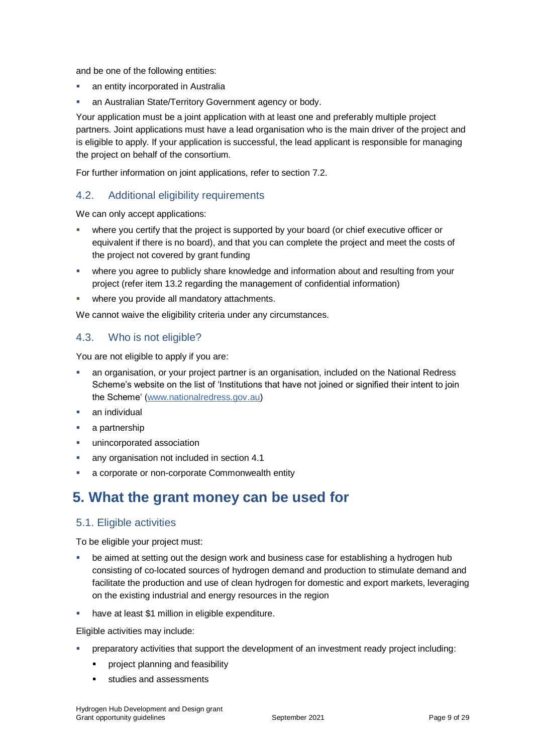and be one of the following entities:

- an entity incorporated in Australia
- an Australian State/Territory Government agency or body.

Your application must be a joint application with at least one and preferably multiple project partners. Joint applications must have a lead organisation who is the main driver of the project and is eligible to apply. If your application is successful, the lead applicant is responsible for managing the project on behalf of the consortium.

For further information on joint applications, refer to section 7.2.

### 4.2. Additional eligibility requirements

We can only accept applications:

- where you certify that the project is supported by your board (or chief executive officer or equivalent if there is no board), and that you can complete the project and meet the costs of the project not covered by grant funding
- where you agree to publicly share knowledge and information about and resulting from your project (refer item 13.2 regarding the management of confidential information)
- where you provide all mandatory attachments.

We cannot waive the eligibility criteria under any circumstances.

### 4.3. Who is not eligible?

You are not eligible to apply if you are:

- an organisation, or your project partner is an organisation, included on the National Redress Scheme's website on the list of 'Institutions that have not joined or signified their intent to join the Scheme' ([www.nationalredress.gov.au](http://www.nationalredress.gov.au))
- an individual
- a partnership
- unincorporated association
- any organisation not included in section 4.1
- a corporate or non-corporate Commonwealth entity

## 5. What the grant money can be used for

### 5.1. Eligible activities

To be eligible your project must:

- be aimed at setting out the design work and business case for establishing a hydrogen hub consisting of co-located sources of hydrogen demand and production to stimulate demand and facilitate the production and use of clean hydrogen for domestic and export markets, leveraging on the existing industrial and energy resources in the region
- have at least $1 million in eligible expenditure.

Eligible activities may include:

- preparatory activities that support the development of an investment ready project including:
  - project planning and feasibility
  - studies and assessments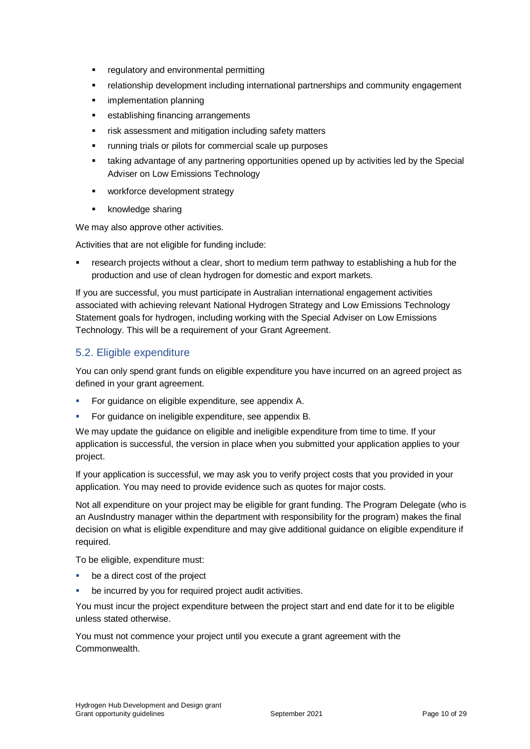- regulatory and environmental permitting
- relationship development including international partnerships and community engagement
- implementation planning
- establishing financing arrangements
- risk assessment and mitigation including safety matters
- running trials or pilots for commercial scale up purposes
- taking advantage of any partnering opportunities opened up by activities led by the Special Adviser on Low Emissions Technology
- workforce development strategy
- knowledge sharing

We may also approve other activities.

Activities that are not eligible for funding include:

- research projects without a clear, short to medium term pathway to establishing a hub for the production and use of clean hydrogen for domestic and export markets.

If you are successful, you must participate in Australian international engagement activities associated with achieving relevant National Hydrogen Strategy and Low Emissions Technology Statement goals for hydrogen, including working with the Special Adviser on Low Emissions Technology. This will be a requirement of your Grant Agreement.

## 5.2. Eligible expenditure

You can only spend grant funds on eligible expenditure you have incurred on an agreed project as defined in your grant agreement.

- For guidance on eligible expenditure, see appendix A.
- For guidance on ineligible expenditure, see appendix B.

We may update the guidance on eligible and ineligible expenditure from time to time. If your application is successful, the version in place when you submitted your application applies to your project.

If your application is successful, we may ask you to verify project costs that you provided in your application. You may need to provide evidence such as quotes for major costs.

Not all expenditure on your project may be eligible for grant funding. The Program Delegate (who is an AusIndustry manager within the department with responsibility for the program) makes the final decision on what is eligible expenditure and may give additional guidance on eligible expenditure if required.

To be eligible, expenditure must:

- be a direct cost of the project
- be incurred by you for required project audit activities.

You must incur the project expenditure between the project start and end date for it to be eligible unless stated otherwise.

You must not commence your project until you execute a grant agreement with the Commonwealth.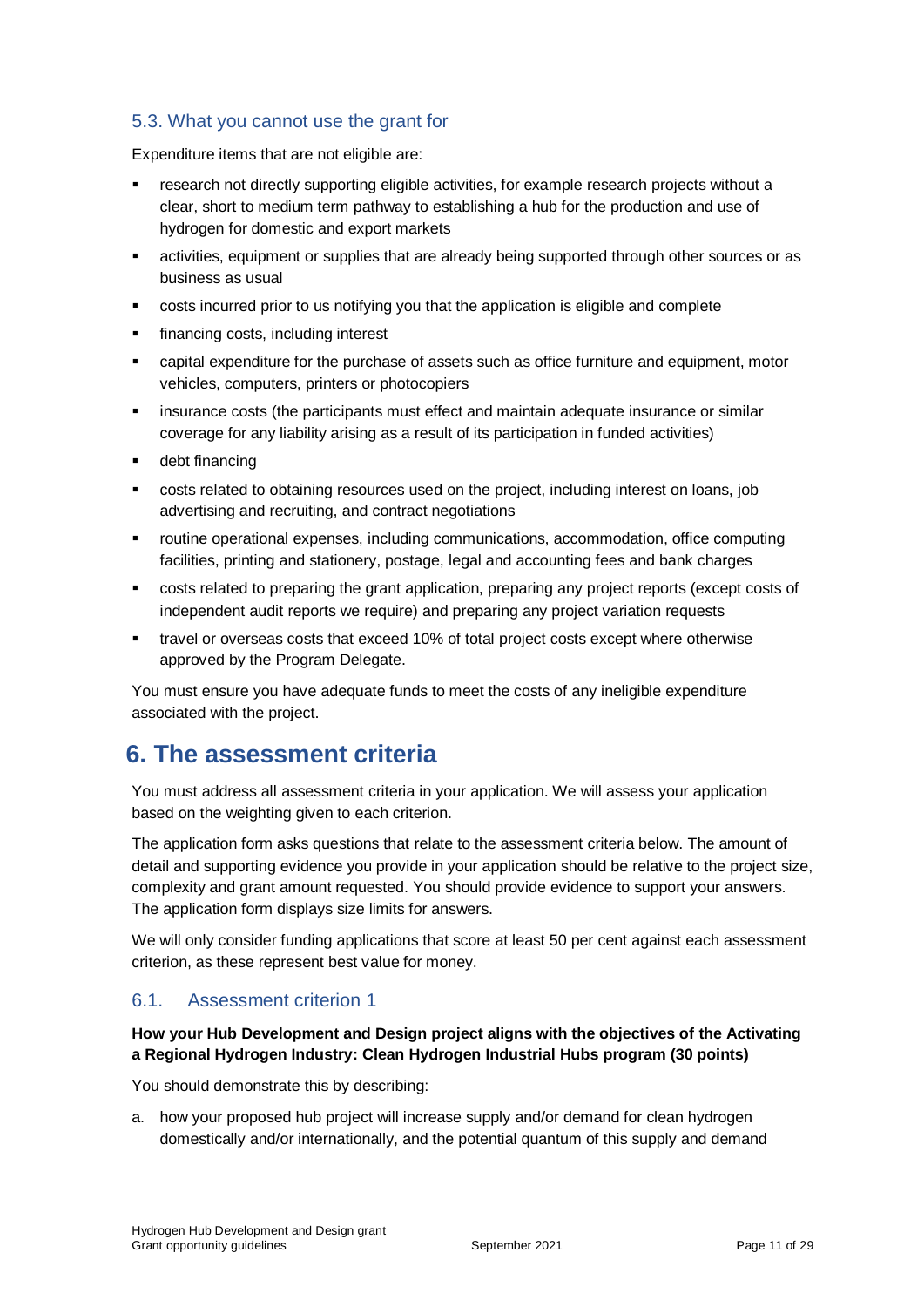### 5.3. What you cannot use the grant for

Expenditure items that are not eligible are:

- research not directly supporting eligible activities, for example research projects without a clear, short to medium term pathway to establishing a hub for the production and use of hydrogen for domestic and export markets
- activities, equipment or supplies that are already being supported through other sources or as business as usual
- costs incurred prior to us notifying you that the application is eligible and complete
- financing costs, including interest
- capital expenditure for the purchase of assets such as office furniture and equipment, motor vehicles, computers, printers or photocopiers
- insurance costs (the participants must effect and maintain adequate insurance or similar coverage for any liability arising as a result of its participation in funded activities)
- debt financing
- costs related to obtaining resources used on the project, including interest on loans, job advertising and recruiting, and contract negotiations
- routine operational expenses, including communications, accommodation, office computing facilities, printing and stationery, postage, legal and accounting fees and bank charges
- costs related to preparing the grant application, preparing any project reports (except costs of independent audit reports we require) and preparing any project variation requests
- travel or overseas costs that exceed 10% of total project costs except where otherwise approved by the Program Delegate.

You must ensure you have adequate funds to meet the costs of any ineligible expenditure associated with the project.

# 6. The assessment criteria

You must address all assessment criteria in your application. We will assess your application based on the weighting given to each criterion.

The application form asks questions that relate to the assessment criteria below. The amount of detail and supporting evidence you provide in your application should be relative to the project size, complexity and grant amount requested. You should provide evidence to support your answers. The application form displays size limits for answers.

We will only consider funding applications that score at least 50 per cent against each assessment criterion, as these represent best value for money.

### 6.1. Assessment criterion 1

**How your Hub Development and Design project aligns with the objectives of the Activating a Regional Hydrogen Industry: Clean Hydrogen Industrial Hubs program (30 points)**

You should demonstrate this by describing:

a. how your proposed hub project will increase supply and/or demand for clean hydrogen domestically and/or internationally, and the potential quantum of this supply and demand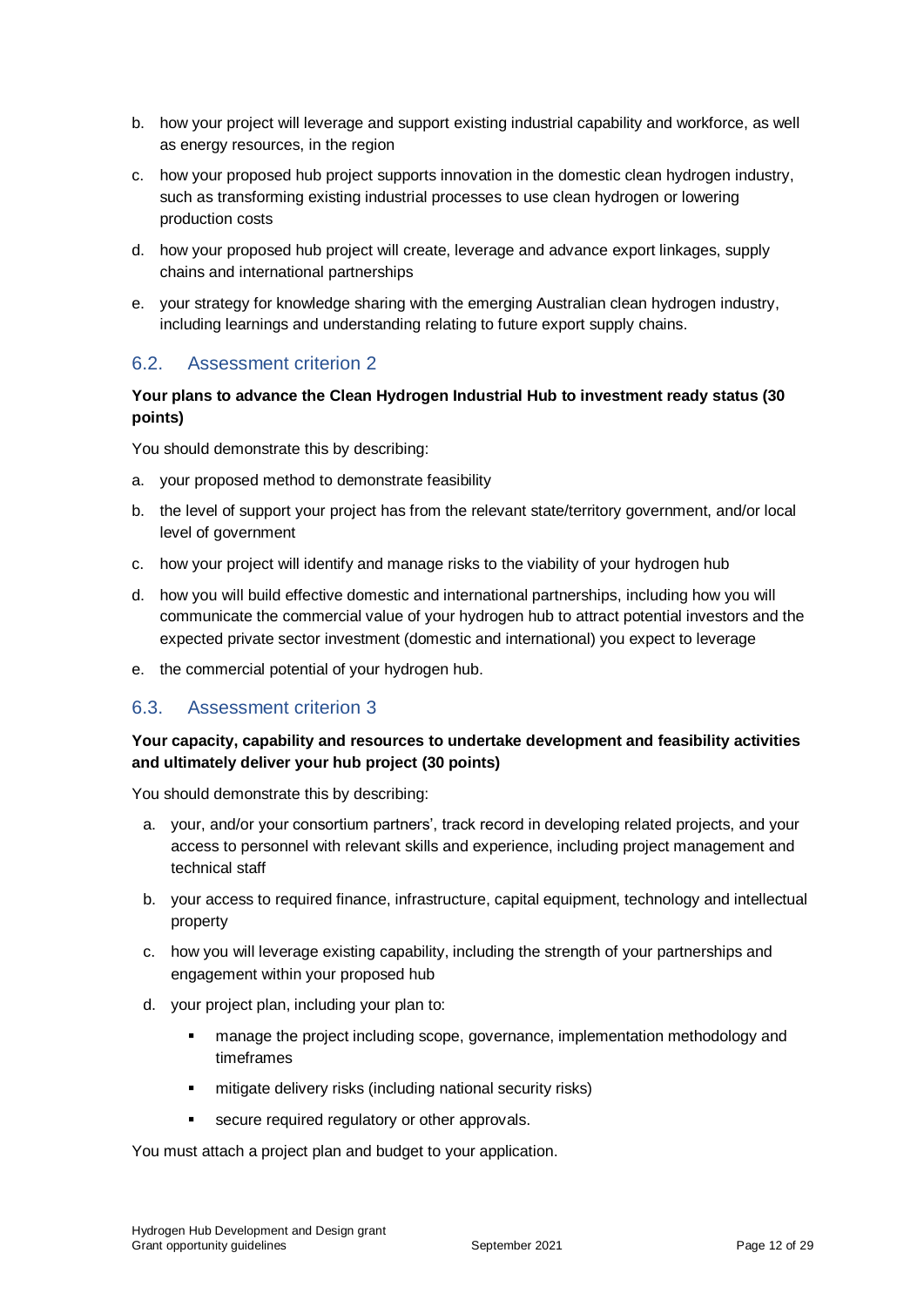b. how your project will leverage and support existing industrial capability and workforce, as well as energy resources, in the region
c. how your proposed hub project supports innovation in the domestic clean hydrogen industry, such as transforming existing industrial processes to use clean hydrogen or lowering production costs
d. how your proposed hub project will create, leverage and advance export linkages, supply chains and international partnerships
e. your strategy for knowledge sharing with the emerging Australian clean hydrogen industry, including learnings and understanding relating to future export supply chains.

## 6.2. Assessment criterion 2

**Your plans to advance the Clean Hydrogen Industrial Hub to investment ready status (30 points)**

You should demonstrate this by describing:

a. your proposed method to demonstrate feasibility
b. the level of support your project has from the relevant state/territory government, and/or local level of government
c. how your project will identify and manage risks to the viability of your hydrogen hub
d. how you will build effective domestic and international partnerships, including how you will communicate the commercial value of your hydrogen hub to attract potential investors and the expected private sector investment (domestic and international) you expect to leverage
e. the commercial potential of your hydrogen hub.

## 6.3. Assessment criterion 3

**Your capacity, capability and resources to undertake development and feasibility activities and ultimately deliver your hub project (30 points)**

You should demonstrate this by describing:

a. your, and/or your consortium partners', track record in developing related projects, and your access to personnel with relevant skills and experience, including project management and technical staff
b. your access to required finance, infrastructure, capital equipment, technology and intellectual property
c. how you will leverage existing capability, including the strength of your partnerships and engagement within your proposed hub
d. your project plan, including your plan to:
   - manage the project including scope, governance, implementation methodology and timeframes
   - mitigate delivery risks (including national security risks)
   - secure required regulatory or other approvals.

You must attach a project plan and budget to your application.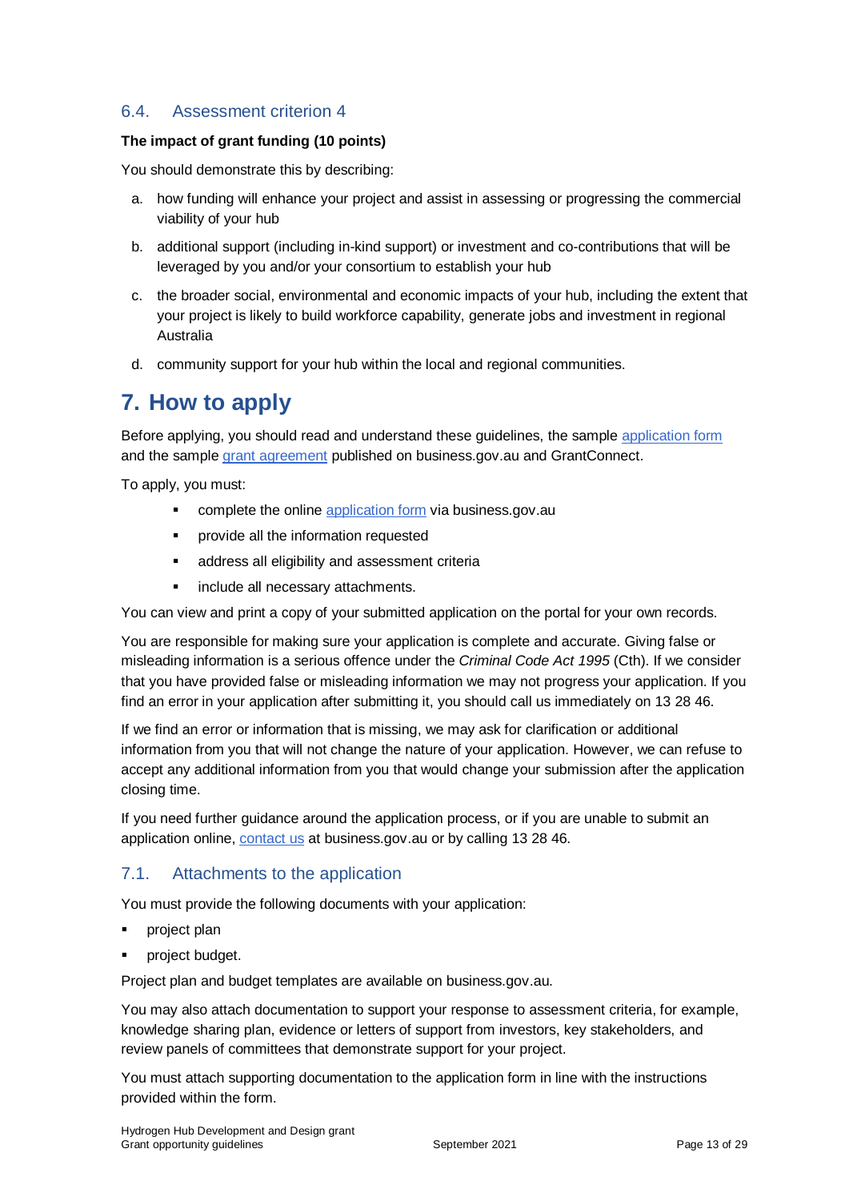### 6.4. Assessment criterion 4

**The impact of grant funding (10 points)**

You should demonstrate this by describing:

a. how funding will enhance your project and assist in assessing or progressing the commercial viability of your hub

b. additional support (including in-kind support) or investment and co-contributions that will be leveraged by you and/or your consortium to establish your hub

c. the broader social, environmental and economic impacts of your hub, including the extent that your project is likely to build workforce capability, generate jobs and investment in regional Australia

d. community support for your hub within the local and regional communities.

# 7. How to apply

Before applying, you should read and understand these guidelines, the sample application form and the sample grant agreement published on business.gov.au and GrantConnect.

To apply, you must:

- complete the online application form via business.gov.au
- provide all the information requested
- address all eligibility and assessment criteria
- include all necessary attachments.

You can view and print a copy of your submitted application on the portal for your own records.

You are responsible for making sure your application is complete and accurate. Giving false or misleading information is a serious offence under the *Criminal Code Act 1995* (Cth). If we consider that you have provided false or misleading information we may not progress your application. If you find an error in your application after submitting it, you should call us immediately on 13 28 46.

If we find an error or information that is missing, we may ask for clarification or additional information from you that will not change the nature of your application. However, we can refuse to accept any additional information from you that would change your submission after the application closing time.

If you need further guidance around the application process, or if you are unable to submit an application online, contact us at business.gov.au or by calling 13 28 46.

## 7.1. Attachments to the application

You must provide the following documents with your application:

- project plan
- project budget.

Project plan and budget templates are available on business.gov.au.

You may also attach documentation to support your response to assessment criteria, for example, knowledge sharing plan, evidence or letters of support from investors, key stakeholders, and review panels of committees that demonstrate support for your project.

You must attach supporting documentation to the application form in line with the instructions provided within the form.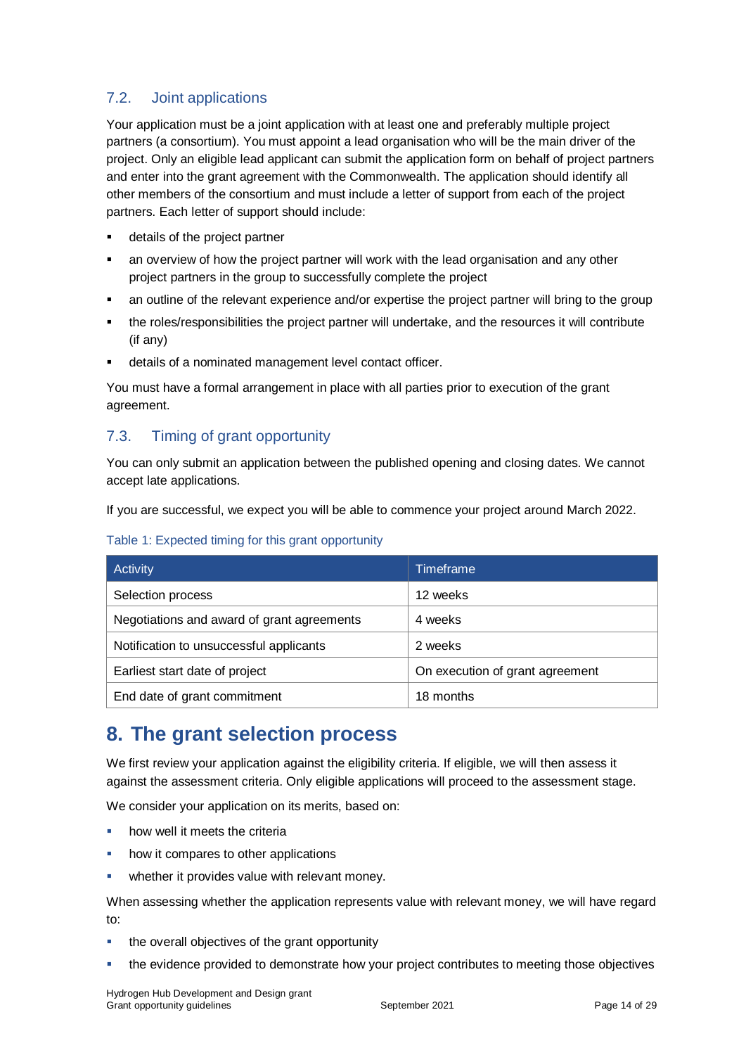### 7.2. Joint applications

Your application must be a joint application with at least one and preferably multiple project partners (a consortium). You must appoint a lead organisation who will be the main driver of the project. Only an eligible lead applicant can submit the application form on behalf of project partners and enter into the grant agreement with the Commonwealth. The application should identify all other members of the consortium and must include a letter of support from each of the project partners. Each letter of support should include:

- details of the project partner
- an overview of how the project partner will work with the lead organisation and any other project partners in the group to successfully complete the project
- an outline of the relevant experience and/or expertise the project partner will bring to the group
- the roles/responsibilities the project partner will undertake, and the resources it will contribute (if any)
- details of a nominated management level contact officer.

You must have a formal arrangement in place with all parties prior to execution of the grant agreement.

### 7.3. Timing of grant opportunity

You can only submit an application between the published opening and closing dates. We cannot accept late applications.

If you are successful, we expect you will be able to commence your project around March 2022.

Table 1: Expected timing for this grant opportunity

| Activity | Timeframe |
| --- | --- |
| Selection process | 12 weeks |
| Negotiations and award of grant agreements | 4 weeks |
| Notification to unsuccessful applicants | 2 weeks |
| Earliest start date of project | On execution of grant agreement |
| End date of grant commitment | 18 months |

## 8. The grant selection process

We first review your application against the eligibility criteria. If eligible, we will then assess it against the assessment criteria. Only eligible applications will proceed to the assessment stage.

We consider your application on its merits, based on:

- how well it meets the criteria
- how it compares to other applications
- whether it provides value with relevant money.

When assessing whether the application represents value with relevant money, we will have regard to:

- the overall objectives of the grant opportunity
- the evidence provided to demonstrate how your project contributes to meeting those objectives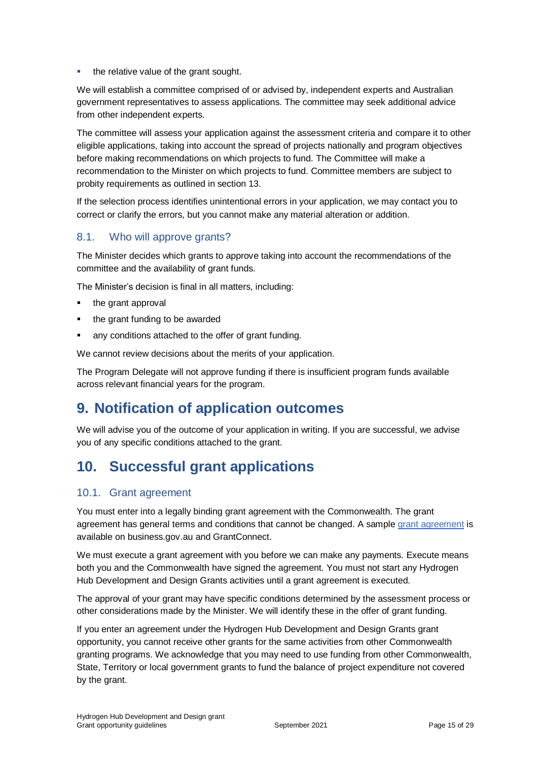- the relative value of the grant sought.

We will establish a committee comprised of or advised by, independent experts and Australian government representatives to assess applications. The committee may seek additional advice from other independent experts.

The committee will assess your application against the assessment criteria and compare it to other eligible applications, taking into account the spread of projects nationally and program objectives before making recommendations on which projects to fund. The Committee will make a recommendation to the Minister on which projects to fund. Committee members are subject to probity requirements as outlined in section 13.

If the selection process identifies unintentional errors in your application, we may contact you to correct or clarify the errors, but you cannot make any material alteration or addition.

### 8.1. Who will approve grants?

The Minister decides which grants to approve taking into account the recommendations of the committee and the availability of grant funds.

The Minister's decision is final in all matters, including:

- the grant approval
- the grant funding to be awarded
- any conditions attached to the offer of grant funding.

We cannot review decisions about the merits of your application.

The Program Delegate will not approve funding if there is insufficient program funds available across relevant financial years for the program.

## 9. Notification of application outcomes

We will advise you of the outcome of your application in writing. If you are successful, we advise you of any specific conditions attached to the grant.

## 10. Successful grant applications

### 10.1. Grant agreement

You must enter into a legally binding grant agreement with the Commonwealth. The grant agreement has general terms and conditions that cannot be changed. A sample [grant agreement](#) is available on business.gov.au and GrantConnect.

We must execute a grant agreement with you before we can make any payments. Execute means both you and the Commonwealth have signed the agreement. You must not start any Hydrogen Hub Development and Design Grants activities until a grant agreement is executed.

The approval of your grant may have specific conditions determined by the assessment process or other considerations made by the Minister. We will identify these in the offer of grant funding.

If you enter an agreement under the Hydrogen Hub Development and Design Grants grant opportunity, you cannot receive other grants for the same activities from other Commonwealth granting programs. We acknowledge that you may need to use funding from other Commonwealth, State, Territory or local government grants to fund the balance of project expenditure not covered by the grant.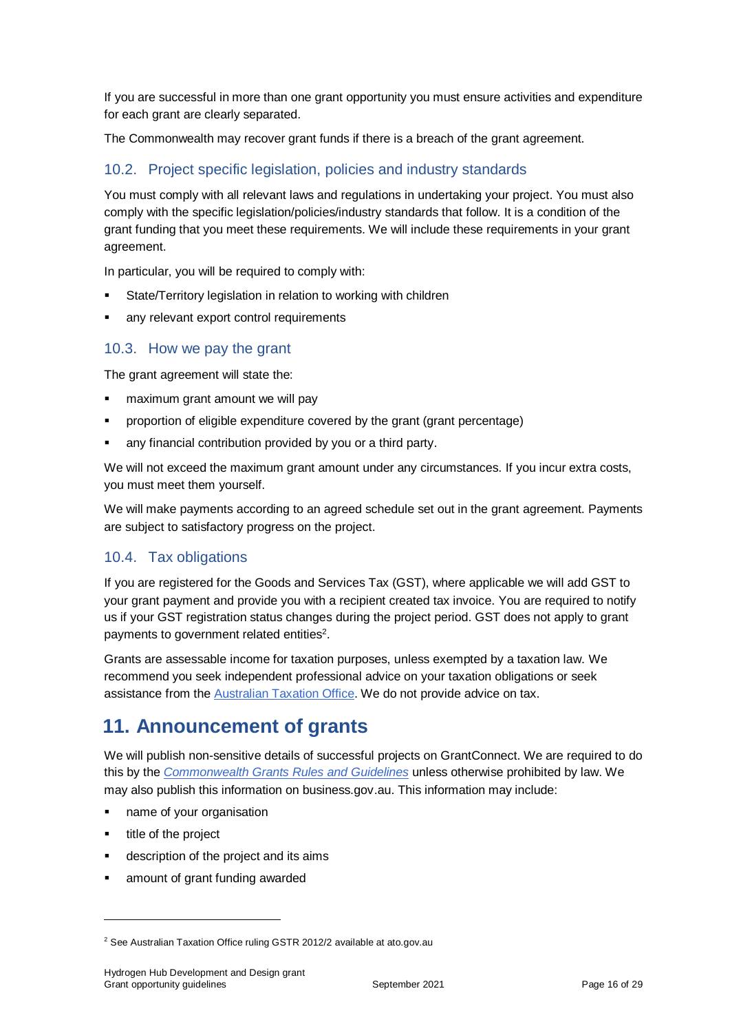If you are successful in more than one grant opportunity you must ensure activities and expenditure for each grant are clearly separated.

The Commonwealth may recover grant funds if there is a breach of the grant agreement.

### 10.2. Project specific legislation, policies and industry standards

You must comply with all relevant laws and regulations in undertaking your project. You must also comply with the specific legislation/policies/industry standards that follow. It is a condition of the grant funding that you meet these requirements. We will include these requirements in your grant agreement.

In particular, you will be required to comply with:

- State/Territory legislation in relation to working with children
- any relevant export control requirements

### 10.3. How we pay the grant

The grant agreement will state the:

- maximum grant amount we will pay
- proportion of eligible expenditure covered by the grant (grant percentage)
- any financial contribution provided by you or a third party.

We will not exceed the maximum grant amount under any circumstances. If you incur extra costs, you must meet them yourself.

We will make payments according to an agreed schedule set out in the grant agreement. Payments are subject to satisfactory progress on the project.

### 10.4. Tax obligations

If you are registered for the Goods and Services Tax (GST), where applicable we will add GST to your grant payment and provide you with a recipient created tax invoice. You are required to notify us if your GST registration status changes during the project period. GST does not apply to grant payments to government related entities[2].

Grants are assessable income for taxation purposes, unless exempted by a taxation law. We recommend you seek independent professional advice on your taxation obligations or seek assistance from the Australian Taxation Office. We do not provide advice on tax.

## 11. Announcement of grants

We will publish non-sensitive details of successful projects on GrantConnect. We are required to do this by the *Commonwealth Grants Rules and Guidelines* unless otherwise prohibited by law. We may also publish this information on business.gov.au. This information may include:

- name of your organisation
- title of the project
- description of the project and its aims
- amount of grant funding awarded

[2] See Australian Taxation Office ruling GSTR 2012/2 available at ato.gov.au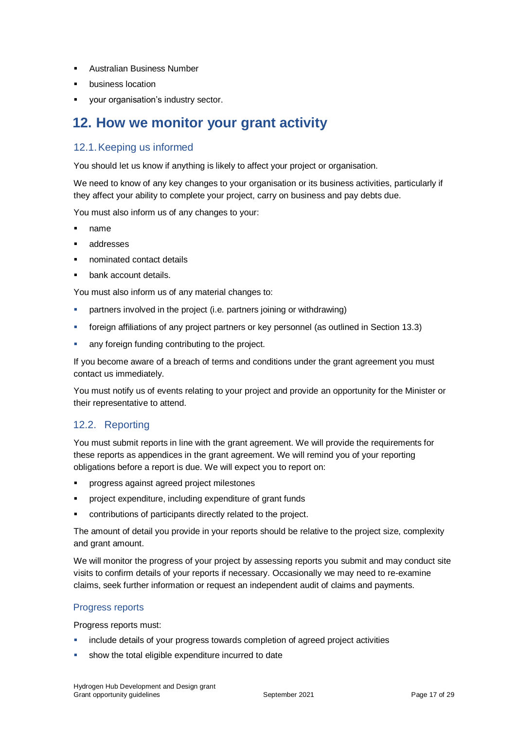- Australian Business Number
- business location
- your organisation's industry sector.

# 12. How we monitor your grant activity

## 12.1. Keeping us informed

You should let us know if anything is likely to affect your project or organisation.

We need to know of any key changes to your organisation or its business activities, particularly if they affect your ability to complete your project, carry on business and pay debts due.

You must also inform us of any changes to your:

- name
- addresses
- nominated contact details
- bank account details.

You must also inform us of any material changes to:

- partners involved in the project (i.e. partners joining or withdrawing)
- foreign affiliations of any project partners or key personnel (as outlined in Section 13.3)
- any foreign funding contributing to the project.

If you become aware of a breach of terms and conditions under the grant agreement you must contact us immediately.

You must notify us of events relating to your project and provide an opportunity for the Minister or their representative to attend.

## 12.2. Reporting

You must submit reports in line with the grant agreement. We will provide the requirements for these reports as appendices in the grant agreement. We will remind you of your reporting obligations before a report is due. We will expect you to report on:

- progress against agreed project milestones
- project expenditure, including expenditure of grant funds
- contributions of participants directly related to the project.

The amount of detail you provide in your reports should be relative to the project size, complexity and grant amount.

We will monitor the progress of your project by assessing reports you submit and may conduct site visits to confirm details of your reports if necessary. Occasionally we may need to re-examine claims, seek further information or request an independent audit of claims and payments.

### Progress reports

Progress reports must:

- include details of your progress towards completion of agreed project activities
- show the total eligible expenditure incurred to date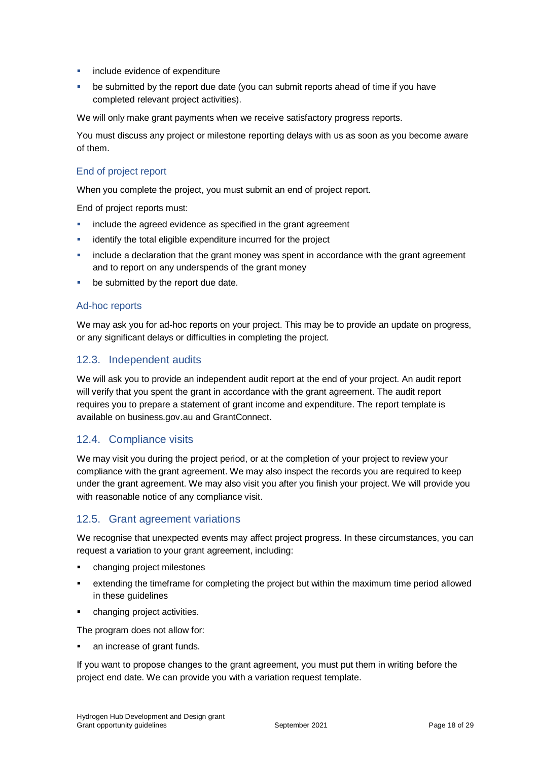- include evidence of expenditure
- be submitted by the report due date (you can submit reports ahead of time if you have completed relevant project activities).

We will only make grant payments when we receive satisfactory progress reports.

You must discuss any project or milestone reporting delays with us as soon as you become aware of them.

### End of project report

When you complete the project, you must submit an end of project report.

End of project reports must:

- include the agreed evidence as specified in the grant agreement
- identify the total eligible expenditure incurred for the project
- include a declaration that the grant money was spent in accordance with the grant agreement and to report on any underspends of the grant money
- be submitted by the report due date.

### Ad-hoc reports

We may ask you for ad-hoc reports on your project. This may be to provide an update on progress, or any significant delays or difficulties in completing the project.

## 12.3. Independent audits

We will ask you to provide an independent audit report at the end of your project. An audit report will verify that you spent the grant in accordance with the grant agreement. The audit report requires you to prepare a statement of grant income and expenditure. The report template is available on business.gov.au and GrantConnect.

## 12.4. Compliance visits

We may visit you during the project period, or at the completion of your project to review your compliance with the grant agreement. We may also inspect the records you are required to keep under the grant agreement. We may also visit you after you finish your project. We will provide you with reasonable notice of any compliance visit.

## 12.5. Grant agreement variations

We recognise that unexpected events may affect project progress. In these circumstances, you can request a variation to your grant agreement, including:

- changing project milestones
- extending the timeframe for completing the project but within the maximum time period allowed in these guidelines
- changing project activities.

The program does not allow for:

- an increase of grant funds.

If you want to propose changes to the grant agreement, you must put them in writing before the project end date. We can provide you with a variation request template.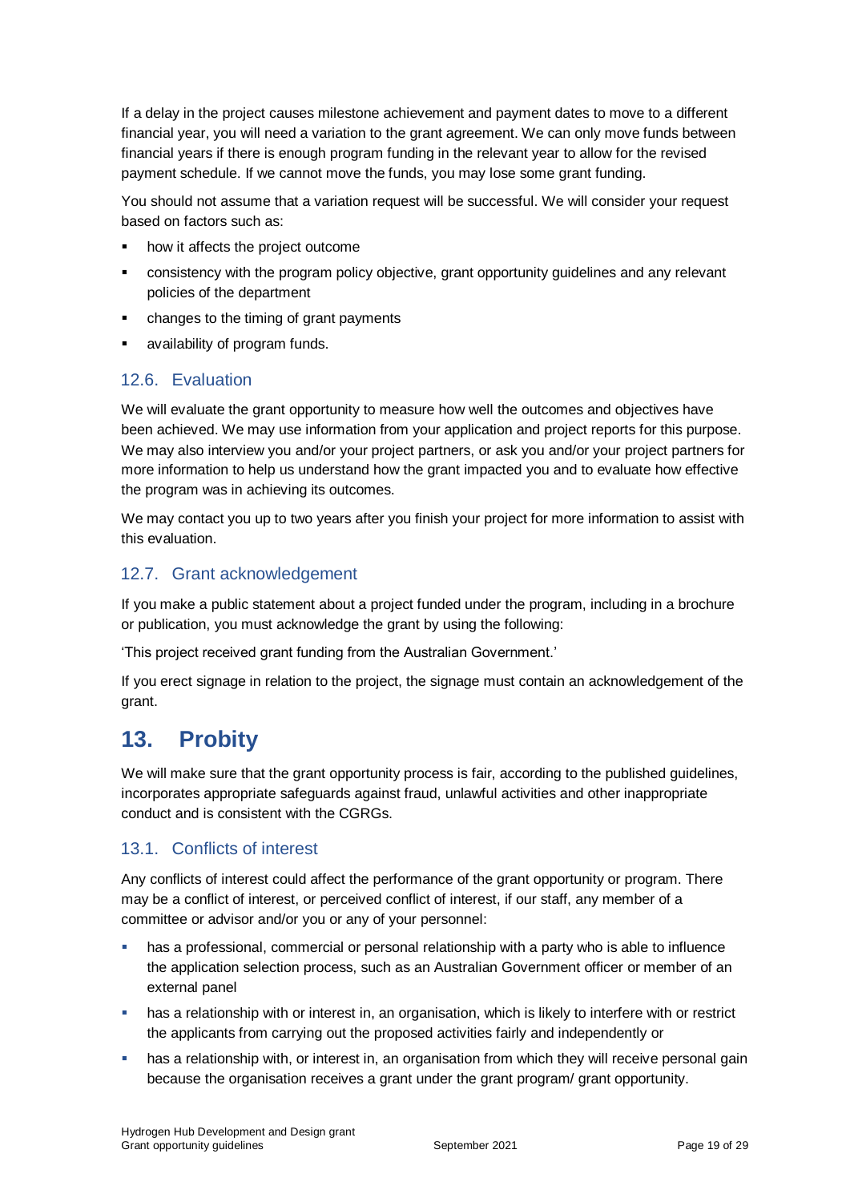If a delay in the project causes milestone achievement and payment dates to move to a different financial year, you will need a variation to the grant agreement. We can only move funds between financial years if there is enough program funding in the relevant year to allow for the revised payment schedule. If we cannot move the funds, you may lose some grant funding.

You should not assume that a variation request will be successful. We will consider your request based on factors such as:

- how it affects the project outcome
- consistency with the program policy objective, grant opportunity guidelines and any relevant policies of the department
- changes to the timing of grant payments
- availability of program funds.

### 12.6. Evaluation

We will evaluate the grant opportunity to measure how well the outcomes and objectives have been achieved. We may use information from your application and project reports for this purpose. We may also interview you and/or your project partners, or ask you and/or your project partners for more information to help us understand how the grant impacted you and to evaluate how effective the program was in achieving its outcomes.

We may contact you up to two years after you finish your project for more information to assist with this evaluation.

### 12.7. Grant acknowledgement

If you make a public statement about a project funded under the program, including in a brochure or publication, you must acknowledge the grant by using the following:

'This project received grant funding from the Australian Government.'

If you erect signage in relation to the project, the signage must contain an acknowledgement of the grant.

## 13. Probity

We will make sure that the grant opportunity process is fair, according to the published guidelines, incorporates appropriate safeguards against fraud, unlawful activities and other inappropriate conduct and is consistent with the CGRGs.

### 13.1. Conflicts of interest

Any conflicts of interest could affect the performance of the grant opportunity or program. There may be a conflict of interest, or perceived conflict of interest, if our staff, any member of a committee or advisor and/or you or any of your personnel:

- has a professional, commercial or personal relationship with a party who is able to influence the application selection process, such as an Australian Government officer or member of an external panel
- has a relationship with or interest in, an organisation, which is likely to interfere with or restrict the applicants from carrying out the proposed activities fairly and independently or
- has a relationship with, or interest in, an organisation from which they will receive personal gain because the organisation receives a grant under the grant program/ grant opportunity.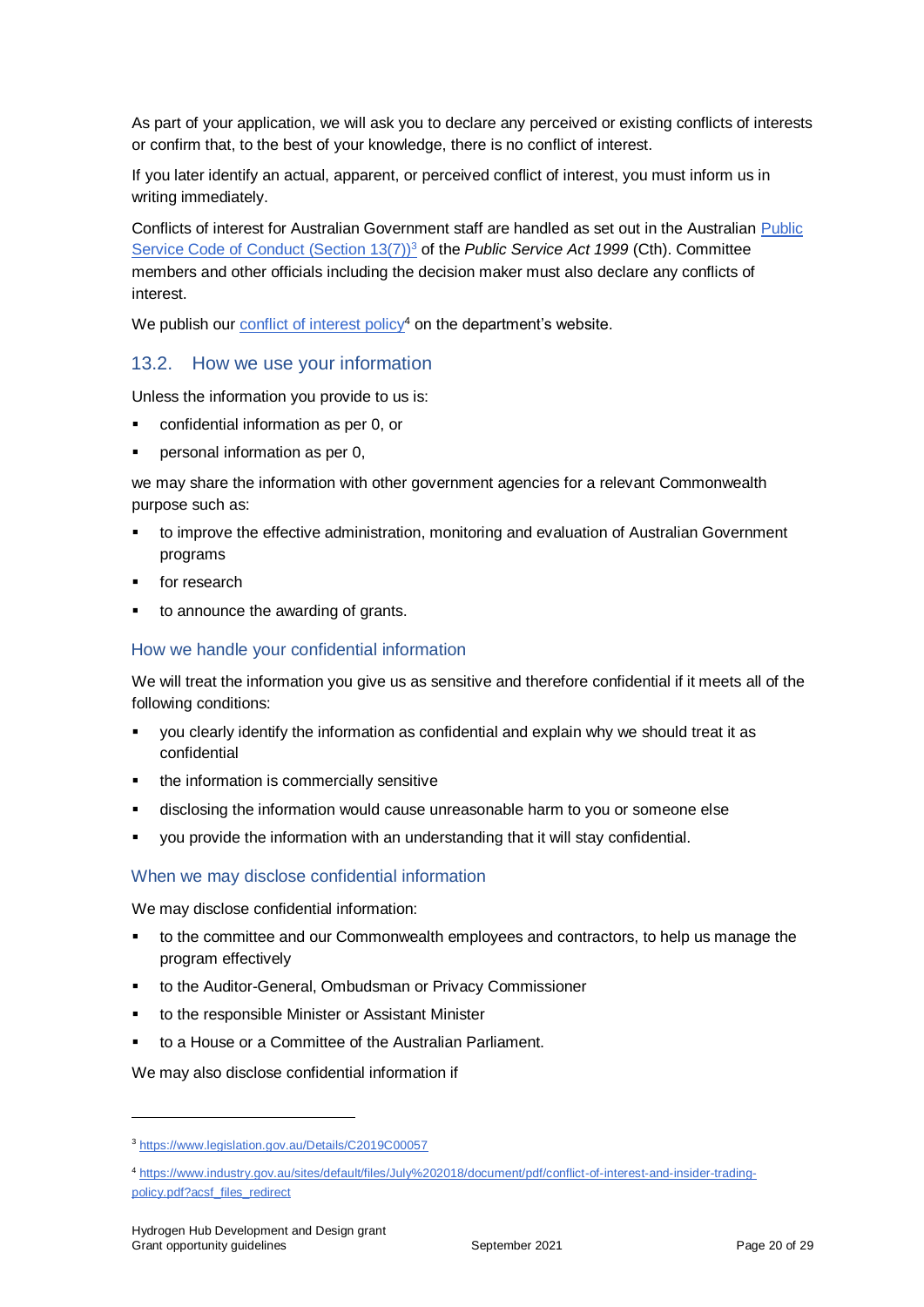As part of your application, we will ask you to declare any perceived or existing conflicts of interests or confirm that, to the best of your knowledge, there is no conflict of interest.

If you later identify an actual, apparent, or perceived conflict of interest, you must inform us in writing immediately.

Conflicts of interest for Australian Government staff are handled as set out in the Australian [Public Service Code of Conduct (Section 13(7))][3] of the *Public Service Act 1999* (Cth). Committee members and other officials including the decision maker must also declare any conflicts of interest.

We publish our [conflict of interest policy][4] on the department's website.

### 13.2. How we use your information

Unless the information you provide to us is:

- confidential information as per 0, or
- personal information as per 0,

we may share the information with other government agencies for a relevant Commonwealth purpose such as:

- to improve the effective administration, monitoring and evaluation of Australian Government programs
- for research
- to announce the awarding of grants.

#### How we handle your confidential information

We will treat the information you give us as sensitive and therefore confidential if it meets all of the following conditions:

- you clearly identify the information as confidential and explain why we should treat it as confidential
- the information is commercially sensitive
- disclosing the information would cause unreasonable harm to you or someone else
- you provide the information with an understanding that it will stay confidential.

#### When we may disclose confidential information

We may disclose confidential information:

- to the committee and our Commonwealth employees and contractors, to help us manage the program effectively
- to the Auditor-General, Ombudsman or Privacy Commissioner
- to the responsible Minister or Assistant Minister
- to a House or a Committee of the Australian Parliament.

We may also disclose confidential information if

---

[3] https://www.legislation.gov.au/Details/C2019C00057

[4] https://www.industry.gov.au/sites/default/files/July%202018/document/pdf/conflict-of-interest-and-insider-trading-policy.pdf?acsf_files_redirect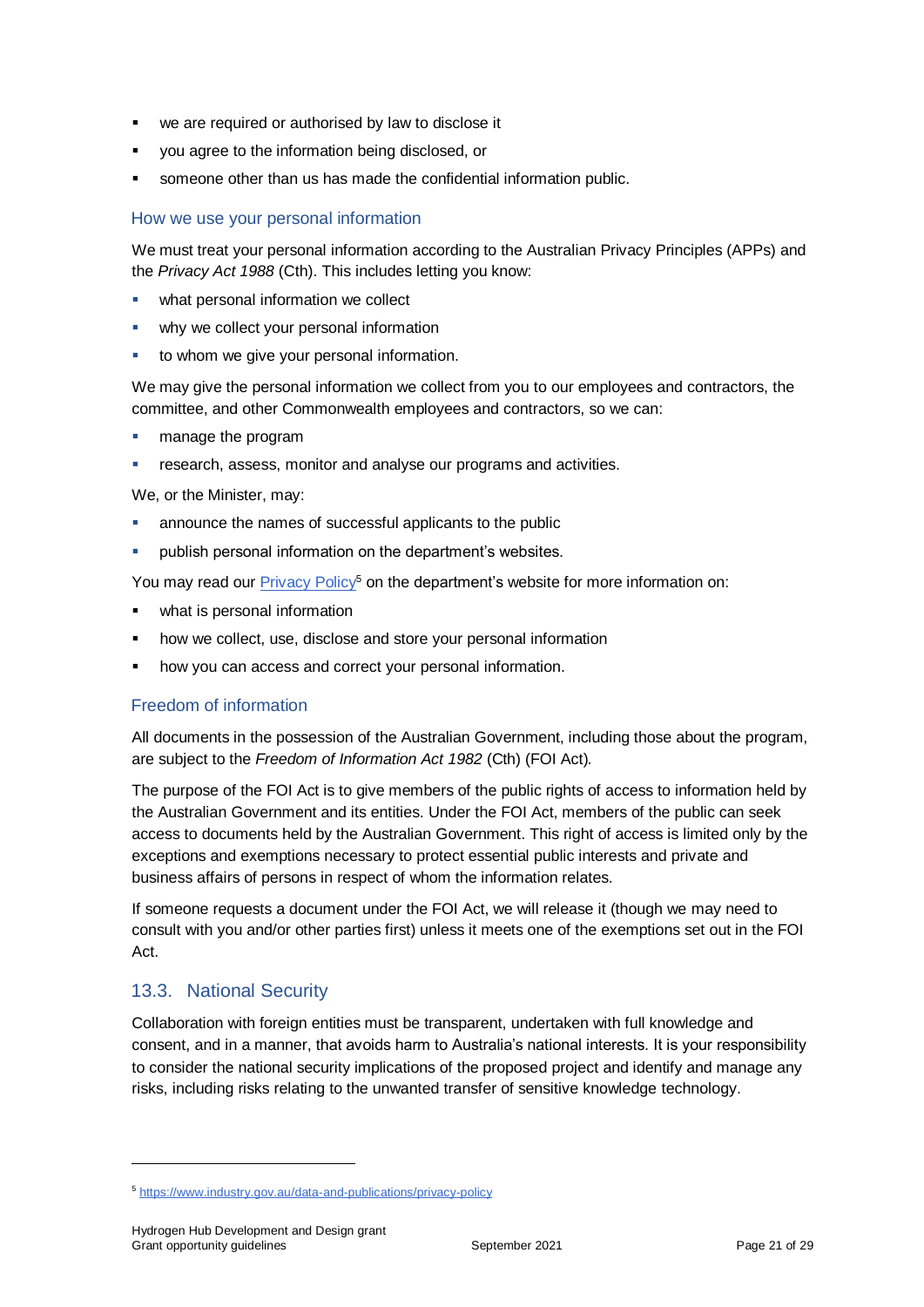- we are required or authorised by law to disclose it
- you agree to the information being disclosed, or
- someone other than us has made the confidential information public.

### How we use your personal information

We must treat your personal information according to the Australian Privacy Principles (APPs) and the *Privacy Act 1988* (Cth). This includes letting you know:

- what personal information we collect
- why we collect your personal information
- to whom we give your personal information.

We may give the personal information we collect from you to our employees and contractors, the committee, and other Commonwealth employees and contractors, so we can:

- manage the program
- research, assess, monitor and analyse our programs and activities.

We, or the Minister, may:

- announce the names of successful applicants to the public
- publish personal information on the department's websites.

You may read our [Privacy Policy](https://www.industry.gov.au/data-and-publications/privacy-policy)[5] on the department's website for more information on:

- what is personal information
- how we collect, use, disclose and store your personal information
- how you can access and correct your personal information.

### Freedom of information

All documents in the possession of the Australian Government, including those about the program, are subject to the *Freedom of Information Act 1982* (Cth) (FOI Act).

The purpose of the FOI Act is to give members of the public rights of access to information held by the Australian Government and its entities. Under the FOI Act, members of the public can seek access to documents held by the Australian Government. This right of access is limited only by the exceptions and exemptions necessary to protect essential public interests and private and business affairs of persons in respect of whom the information relates.

If someone requests a document under the FOI Act, we will release it (though we may need to consult with you and/or other parties first) unless it meets one of the exemptions set out in the FOI Act.

## 13.3. National Security

Collaboration with foreign entities must be transparent, undertaken with full knowledge and consent, and in a manner, that avoids harm to Australia's national interests. It is your responsibility to consider the national security implications of the proposed project and identify and manage any risks, including risks relating to the unwanted transfer of sensitive knowledge technology.

---

[5] https://www.industry.gov.au/data-and-publications/privacy-policy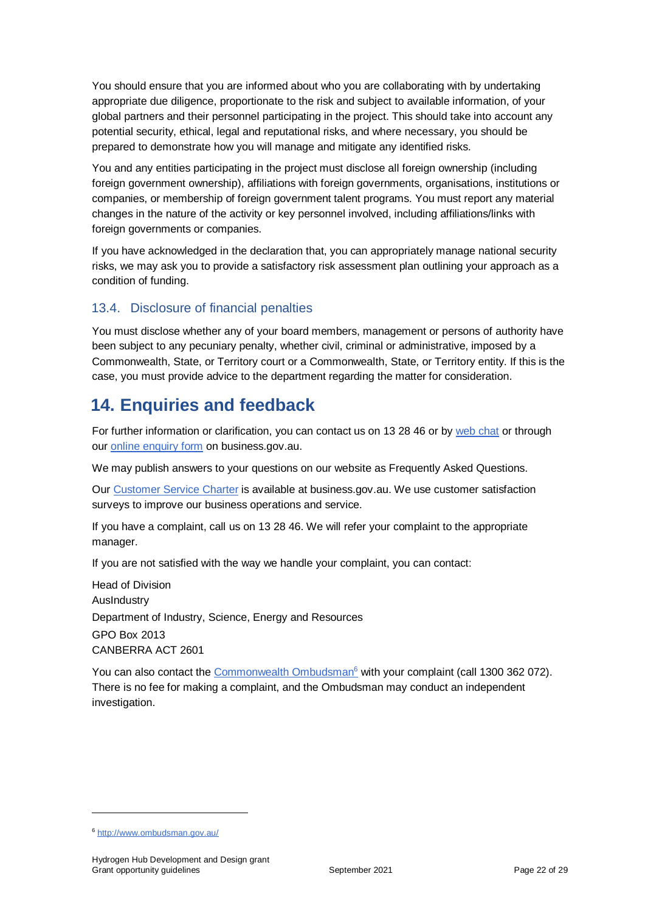You should ensure that you are informed about who you are collaborating with by undertaking appropriate due diligence, proportionate to the risk and subject to available information, of your global partners and their personnel participating in the project. This should take into account any potential security, ethical, legal and reputational risks, and where necessary, you should be prepared to demonstrate how you will manage and mitigate any identified risks.

You and any entities participating in the project must disclose all foreign ownership (including foreign government ownership), affiliations with foreign governments, organisations, institutions or companies, or membership of foreign government talent programs. You must report any material changes in the nature of the activity or key personnel involved, including affiliations/links with foreign governments or companies.

If you have acknowledged in the declaration that, you can appropriately manage national security risks, we may ask you to provide a satisfactory risk assessment plan outlining your approach as a condition of funding.

### 13.4. Disclosure of financial penalties

You must disclose whether any of your board members, management or persons of authority have been subject to any pecuniary penalty, whether civil, criminal or administrative, imposed by a Commonwealth, State, or Territory court or a Commonwealth, State, or Territory entity. If this is the case, you must provide advice to the department regarding the matter for consideration.

## 14. Enquiries and feedback

For further information or clarification, you can contact us on 13 28 46 or by web chat or through our online enquiry form on business.gov.au.

We may publish answers to your questions on our website as Frequently Asked Questions.

Our Customer Service Charter is available at business.gov.au. We use customer satisfaction surveys to improve our business operations and service.

If you have a complaint, call us on 13 28 46. We will refer your complaint to the appropriate manager.

If you are not satisfied with the way we handle your complaint, you can contact:

Head of Division
AusIndustry
Department of Industry, Science, Energy and Resources
GPO Box 2013
CANBERRA ACT 2601

You can also contact the Commonwealth Ombudsman[6] with your complaint (call 1300 362 072). There is no fee for making a complaint, and the Ombudsman may conduct an independent investigation.

[6] http://www.ombudsman.gov.au/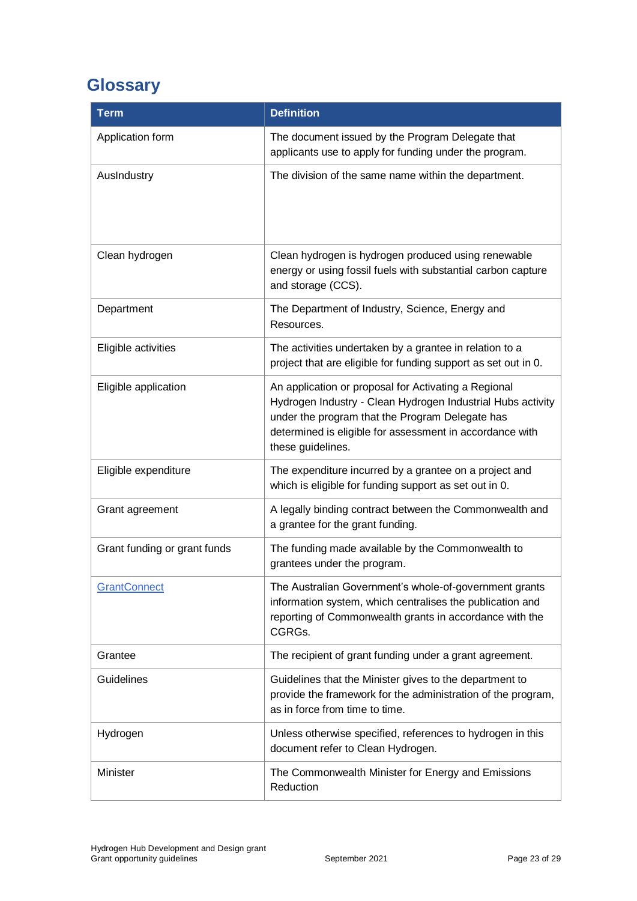## Glossary

| Term | Definition |
| --- | --- |
| Application form | The document issued by the Program Delegate that applicants use to apply for funding under the program. |
| AusIndustry | The division of the same name within the department. |
| Clean hydrogen | Clean hydrogen is hydrogen produced using renewable energy or using fossil fuels with substantial carbon capture and storage (CCS). |
| Department | The Department of Industry, Science, Energy and Resources. |
| Eligible activities | The activities undertaken by a grantee in relation to a project that are eligible for funding support as set out in 0. |
| Eligible application | An application or proposal for Activating a Regional Hydrogen Industry - Clean Hydrogen Industrial Hubs activity under the program that the Program Delegate has determined is eligible for assessment in accordance with these guidelines. |
| Eligible expenditure | The expenditure incurred by a grantee on a project and which is eligible for funding support as set out in 0. |
| Grant agreement | A legally binding contract between the Commonwealth and a grantee for the grant funding. |
| Grant funding or grant funds | The funding made available by the Commonwealth to grantees under the program. |
| GrantConnect | The Australian Government's whole-of-government grants information system, which centralises the publication and reporting of Commonwealth grants in accordance with the CGRGs. |
| Grantee | The recipient of grant funding under a grant agreement. |
| Guidelines | Guidelines that the Minister gives to the department to provide the framework for the administration of the program, as in force from time to time. |
| Hydrogen | Unless otherwise specified, references to hydrogen in this document refer to Clean Hydrogen. |
| Minister | The Commonwealth Minister for Energy and Emissions Reduction |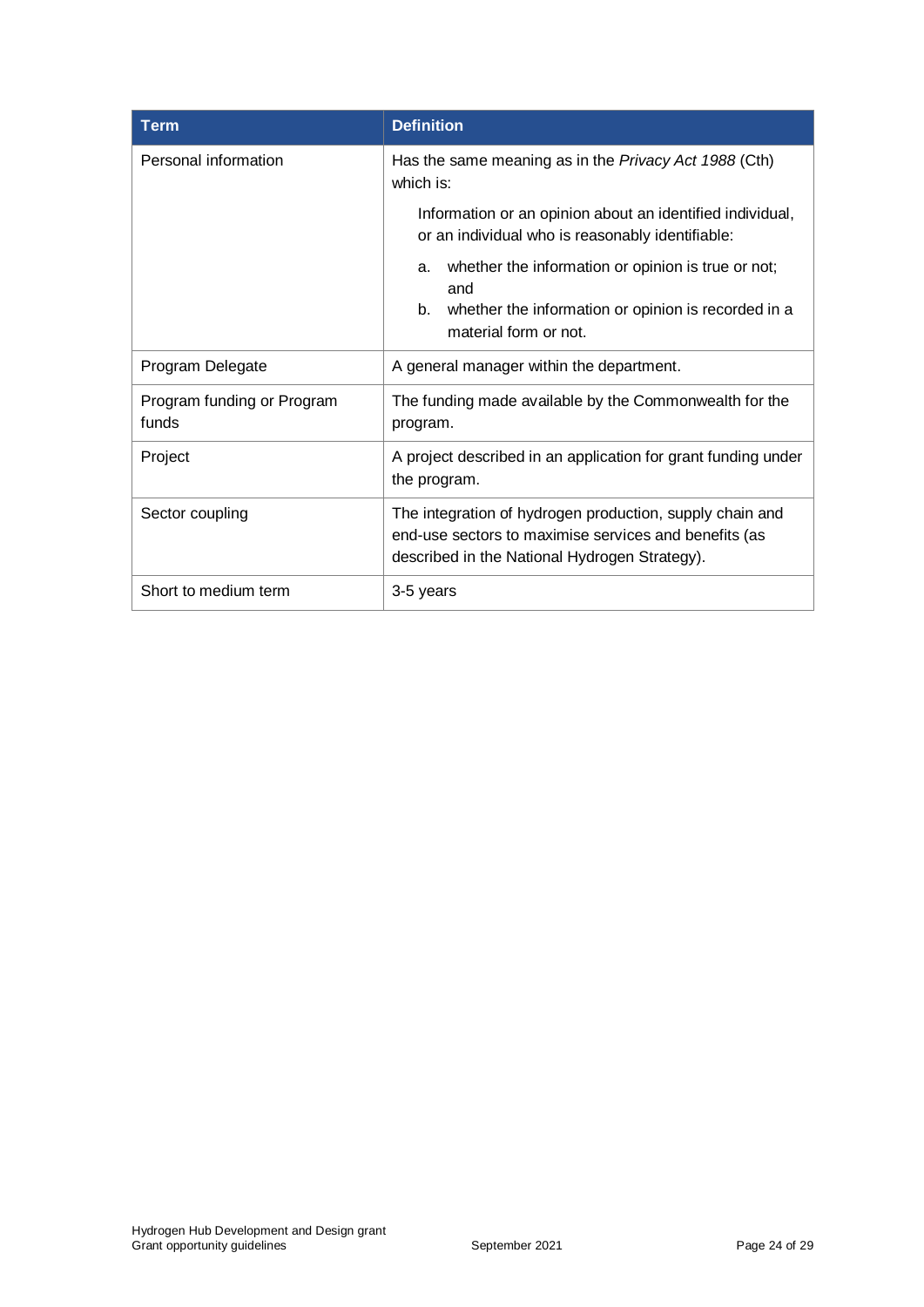| Term | Definition |
|---|---|
| Personal information | Has the same meaning as in the *Privacy Act 1988* (Cth) which is:<br><br>Information or an opinion about an identified individual, or an individual who is reasonably identifiable:<br><br>a. whether the information or opinion is true or not; and<br>b. whether the information or opinion is recorded in a material form or not. |
| Program Delegate | A general manager within the department. |
| Program funding or Program funds | The funding made available by the Commonwealth for the program. |
| Project | A project described in an application for grant funding under the program. |
| Sector coupling | The integration of hydrogen production, supply chain and end-use sectors to maximise services and benefits (as described in the National Hydrogen Strategy). |
| Short to medium term | 3-5 years |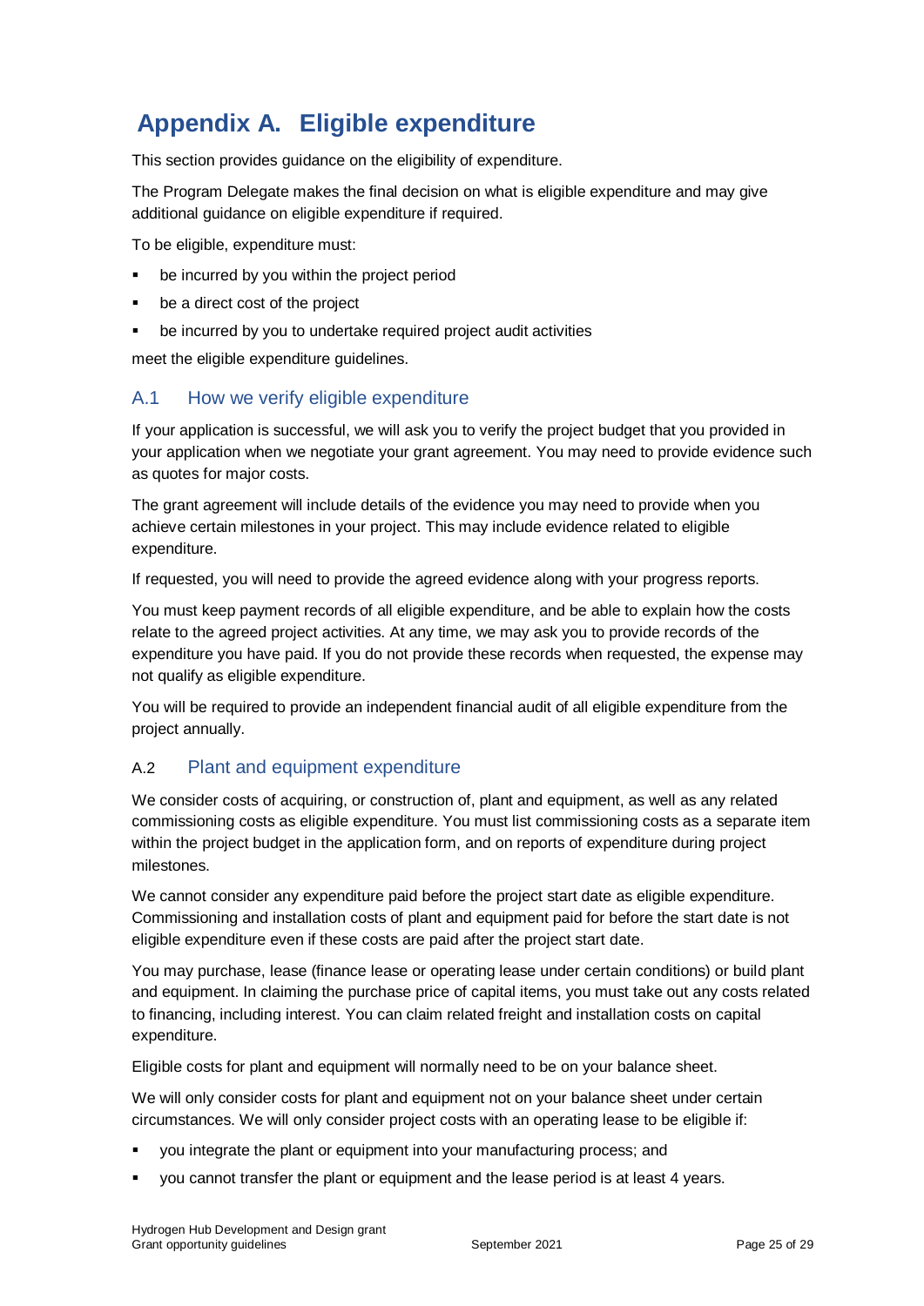# Appendix A. Eligible expenditure

This section provides guidance on the eligibility of expenditure.

The Program Delegate makes the final decision on what is eligible expenditure and may give additional guidance on eligible expenditure if required.

To be eligible, expenditure must:

- be incurred by you within the project period
- be a direct cost of the project
- be incurred by you to undertake required project audit activities

meet the eligible expenditure guidelines.

## A.1 How we verify eligible expenditure

If your application is successful, we will ask you to verify the project budget that you provided in your application when we negotiate your grant agreement. You may need to provide evidence such as quotes for major costs.

The grant agreement will include details of the evidence you may need to provide when you achieve certain milestones in your project. This may include evidence related to eligible expenditure.

If requested, you will need to provide the agreed evidence along with your progress reports.

You must keep payment records of all eligible expenditure, and be able to explain how the costs relate to the agreed project activities. At any time, we may ask you to provide records of the expenditure you have paid. If you do not provide these records when requested, the expense may not qualify as eligible expenditure.

You will be required to provide an independent financial audit of all eligible expenditure from the project annually.

## A.2 Plant and equipment expenditure

We consider costs of acquiring, or construction of, plant and equipment, as well as any related commissioning costs as eligible expenditure. You must list commissioning costs as a separate item within the project budget in the application form, and on reports of expenditure during project milestones.

We cannot consider any expenditure paid before the project start date as eligible expenditure. Commissioning and installation costs of plant and equipment paid for before the start date is not eligible expenditure even if these costs are paid after the project start date.

You may purchase, lease (finance lease or operating lease under certain conditions) or build plant and equipment. In claiming the purchase price of capital items, you must take out any costs related to financing, including interest. You can claim related freight and installation costs on capital expenditure.

Eligible costs for plant and equipment will normally need to be on your balance sheet.

We will only consider costs for plant and equipment not on your balance sheet under certain circumstances. We will only consider project costs with an operating lease to be eligible if:

- you integrate the plant or equipment into your manufacturing process; and
- you cannot transfer the plant or equipment and the lease period is at least 4 years.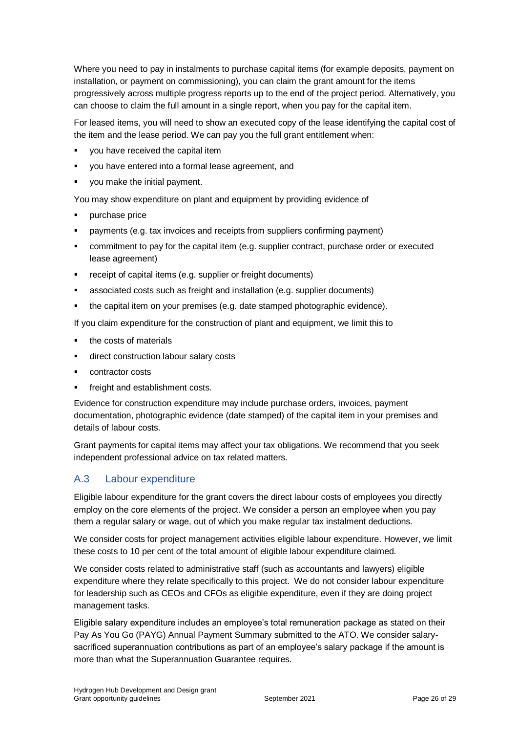Where you need to pay in instalments to purchase capital items (for example deposits, payment on installation, or payment on commissioning), you can claim the grant amount for the items progressively across multiple progress reports up to the end of the project period. Alternatively, you can choose to claim the full amount in a single report, when you pay for the capital item.

For leased items, you will need to show an executed copy of the lease identifying the capital cost of the item and the lease period. We can pay you the full grant entitlement when:

- you have received the capital item
- you have entered into a formal lease agreement, and
- you make the initial payment.

You may show expenditure on plant and equipment by providing evidence of

- purchase price
- payments (e.g. tax invoices and receipts from suppliers confirming payment)
- commitment to pay for the capital item (e.g. supplier contract, purchase order or executed lease agreement)
- receipt of capital items (e.g. supplier or freight documents)
- associated costs such as freight and installation (e.g. supplier documents)
- the capital item on your premises (e.g. date stamped photographic evidence).

If you claim expenditure for the construction of plant and equipment, we limit this to

- the costs of materials
- direct construction labour salary costs
- contractor costs
- freight and establishment costs.

Evidence for construction expenditure may include purchase orders, invoices, payment documentation, photographic evidence (date stamped) of the capital item in your premises and details of labour costs.

Grant payments for capital items may affect your tax obligations. We recommend that you seek independent professional advice on tax related matters.

## A.3 Labour expenditure

Eligible labour expenditure for the grant covers the direct labour costs of employees you directly employ on the core elements of the project. We consider a person an employee when you pay them a regular salary or wage, out of which you make regular tax instalment deductions.

We consider costs for project management activities eligible labour expenditure. However, we limit these costs to 10 per cent of the total amount of eligible labour expenditure claimed.

We consider costs related to administrative staff (such as accountants and lawyers) eligible expenditure where they relate specifically to this project. We do not consider labour expenditure for leadership such as CEOs and CFOs as eligible expenditure, even if they are doing project management tasks.

Eligible salary expenditure includes an employee's total remuneration package as stated on their Pay As You Go (PAYG) Annual Payment Summary submitted to the ATO. We consider salary-sacrificed superannuation contributions as part of an employee's salary package if the amount is more than what the Superannuation Guarantee requires.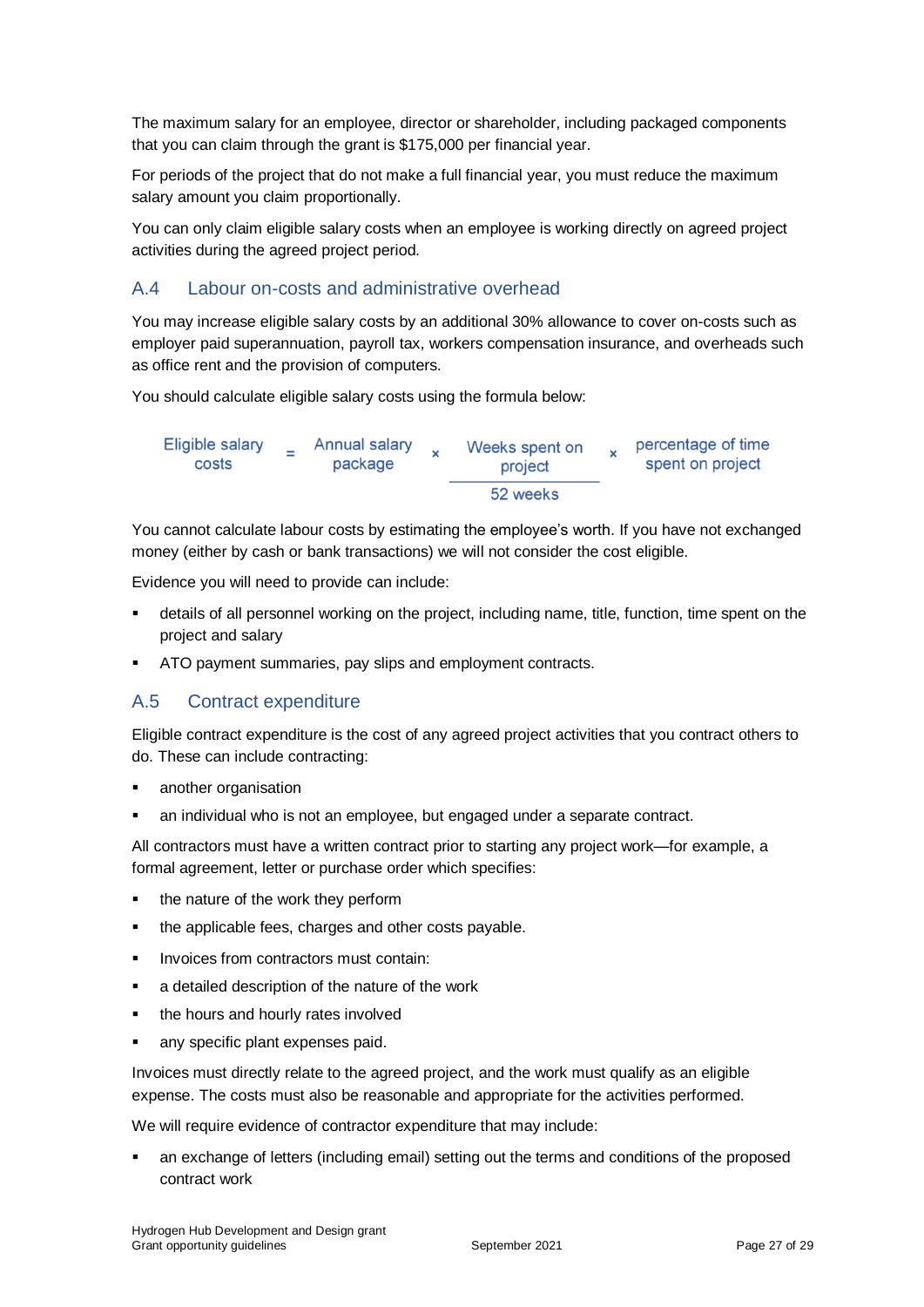The maximum salary for an employee, director or shareholder, including packaged components that you can claim through the grant is $175,000 per financial year.

For periods of the project that do not make a full financial year, you must reduce the maximum salary amount you claim proportionally.

You can only claim eligible salary costs when an employee is working directly on agreed project activities during the agreed project period.

## A.4 Labour on-costs and administrative overhead

You may increase eligible salary costs by an additional 30% allowance to cover on-costs such as employer paid superannuation, payroll tax, workers compensation insurance, and overheads such as office rent and the provision of computers.

You should calculate eligible salary costs using the formula below:

$$\text{Eligible salary costs} = \text{Annual salary package} \times \frac{\text{Weeks spent on project}}{\text{52 weeks}} \times \text{percentage of time spent on project}$$

You cannot calculate labour costs by estimating the employee's worth. If you have not exchanged money (either by cash or bank transactions) we will not consider the cost eligible.

Evidence you will need to provide can include:

- details of all personnel working on the project, including name, title, function, time spent on the project and salary
- ATO payment summaries, pay slips and employment contracts.

## A.5 Contract expenditure

Eligible contract expenditure is the cost of any agreed project activities that you contract others to do. These can include contracting:

- another organisation
- an individual who is not an employee, but engaged under a separate contract.

All contractors must have a written contract prior to starting any project work—for example, a formal agreement, letter or purchase order which specifies:

- the nature of the work they perform
- the applicable fees, charges and other costs payable.
- Invoices from contractors must contain:
- a detailed description of the nature of the work
- the hours and hourly rates involved
- any specific plant expenses paid.

Invoices must directly relate to the agreed project, and the work must qualify as an eligible expense. The costs must also be reasonable and appropriate for the activities performed.

We will require evidence of contractor expenditure that may include:

- an exchange of letters (including email) setting out the terms and conditions of the proposed contract work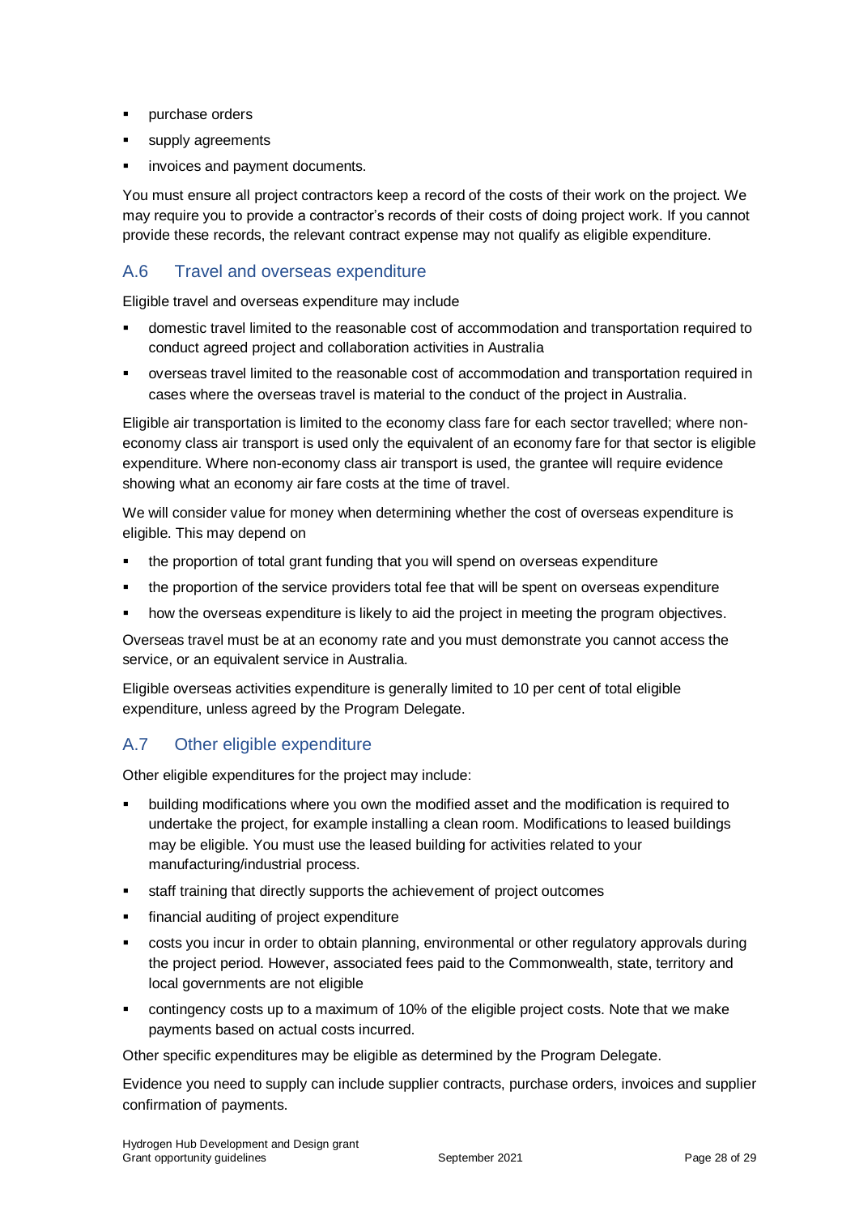- purchase orders
- supply agreements
- invoices and payment documents.

You must ensure all project contractors keep a record of the costs of their work on the project. We may require you to provide a contractor's records of their costs of doing project work. If you cannot provide these records, the relevant contract expense may not qualify as eligible expenditure.

## A.6 Travel and overseas expenditure

Eligible travel and overseas expenditure may include

- domestic travel limited to the reasonable cost of accommodation and transportation required to conduct agreed project and collaboration activities in Australia
- overseas travel limited to the reasonable cost of accommodation and transportation required in cases where the overseas travel is material to the conduct of the project in Australia.

Eligible air transportation is limited to the economy class fare for each sector travelled; where non-economy class air transport is used only the equivalent of an economy fare for that sector is eligible expenditure. Where non-economy class air transport is used, the grantee will require evidence showing what an economy air fare costs at the time of travel.

We will consider value for money when determining whether the cost of overseas expenditure is eligible. This may depend on

- the proportion of total grant funding that you will spend on overseas expenditure
- the proportion of the service providers total fee that will be spent on overseas expenditure
- how the overseas expenditure is likely to aid the project in meeting the program objectives.

Overseas travel must be at an economy rate and you must demonstrate you cannot access the service, or an equivalent service in Australia.

Eligible overseas activities expenditure is generally limited to 10 per cent of total eligible expenditure, unless agreed by the Program Delegate.

## A.7 Other eligible expenditure

Other eligible expenditures for the project may include:

- building modifications where you own the modified asset and the modification is required to undertake the project, for example installing a clean room. Modifications to leased buildings may be eligible. You must use the leased building for activities related to your manufacturing/industrial process.
- staff training that directly supports the achievement of project outcomes
- financial auditing of project expenditure
- costs you incur in order to obtain planning, environmental or other regulatory approvals during the project period. However, associated fees paid to the Commonwealth, state, territory and local governments are not eligible
- contingency costs up to a maximum of 10% of the eligible project costs. Note that we make payments based on actual costs incurred.

Other specific expenditures may be eligible as determined by the Program Delegate.

Evidence you need to supply can include supplier contracts, purchase orders, invoices and supplier confirmation of payments.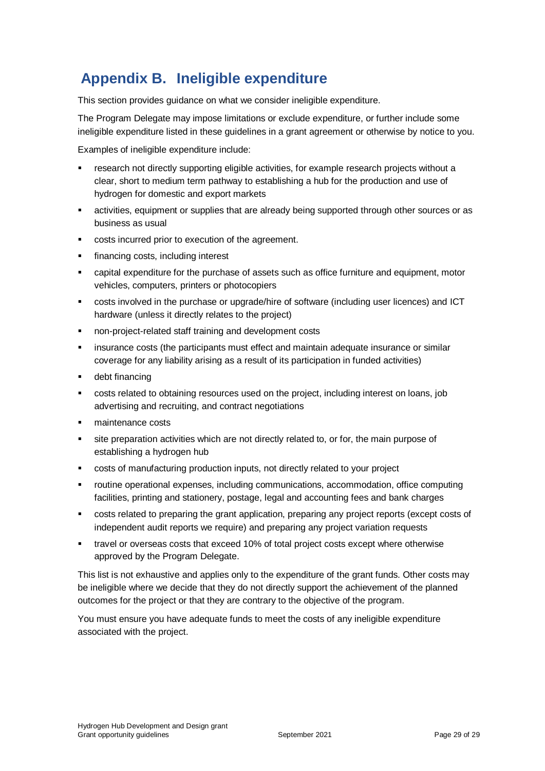# Appendix B. Ineligible expenditure

This section provides guidance on what we consider ineligible expenditure.

The Program Delegate may impose limitations or exclude expenditure, or further include some ineligible expenditure listed in these guidelines in a grant agreement or otherwise by notice to you.

Examples of ineligible expenditure include:

- research not directly supporting eligible activities, for example research projects without a clear, short to medium term pathway to establishing a hub for the production and use of hydrogen for domestic and export markets
- activities, equipment or supplies that are already being supported through other sources or as business as usual
- costs incurred prior to execution of the agreement.
- financing costs, including interest
- capital expenditure for the purchase of assets such as office furniture and equipment, motor vehicles, computers, printers or photocopiers
- costs involved in the purchase or upgrade/hire of software (including user licences) and ICT hardware (unless it directly relates to the project)
- non-project-related staff training and development costs
- insurance costs (the participants must effect and maintain adequate insurance or similar coverage for any liability arising as a result of its participation in funded activities)
- debt financing
- costs related to obtaining resources used on the project, including interest on loans, job advertising and recruiting, and contract negotiations
- maintenance costs
- site preparation activities which are not directly related to, or for, the main purpose of establishing a hydrogen hub
- costs of manufacturing production inputs, not directly related to your project
- routine operational expenses, including communications, accommodation, office computing facilities, printing and stationery, postage, legal and accounting fees and bank charges
- costs related to preparing the grant application, preparing any project reports (except costs of independent audit reports we require) and preparing any project variation requests
- travel or overseas costs that exceed 10% of total project costs except where otherwise approved by the Program Delegate.

This list is not exhaustive and applies only to the expenditure of the grant funds. Other costs may be ineligible where we decide that they do not directly support the achievement of the planned outcomes for the project or that they are contrary to the objective of the program.

You must ensure you have adequate funds to meet the costs of any ineligible expenditure associated with the project.